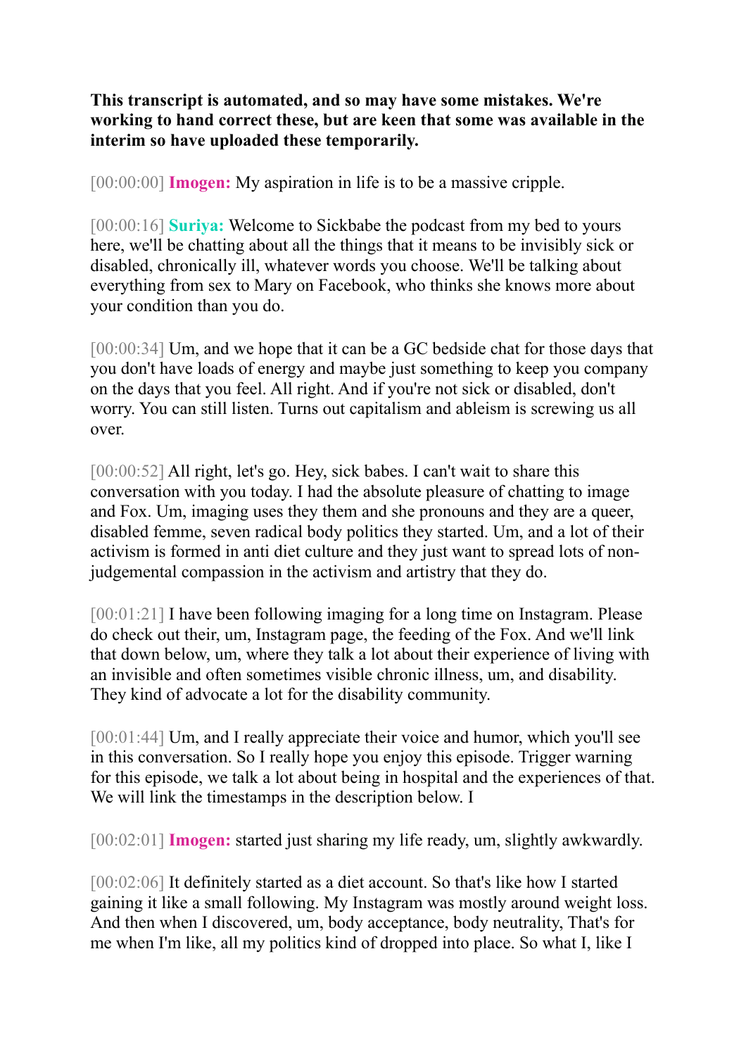**This transcript is automated, and so may have some mistakes. We're working to hand correct these, but are keen that some was available in the interim so have uploaded these temporarily.**

[00:00:00] **Imogen:** My aspiration in life is to be a massive cripple.

[00:00:16] **Suriya:** Welcome to Sickbabe the podcast from my bed to yours here, we'll be chatting about all the things that it means to be invisibly sick or disabled, chronically ill, whatever words you choose. We'll be talking about everything from sex to Mary on Facebook, who thinks she knows more about your condition than you do.

[00:00:34] Um, and we hope that it can be a GC bedside chat for those days that you don't have loads of energy and maybe just something to keep you company on the days that you feel. All right. And if you're not sick or disabled, don't worry. You can still listen. Turns out capitalism and ableism is screwing us all over.

[00:00:52] All right, let's go. Hey, sick babes. I can't wait to share this conversation with you today. I had the absolute pleasure of chatting to image and Fox. Um, imaging uses they them and she pronouns and they are a queer, disabled femme, seven radical body politics they started. Um, and a lot of their activism is formed in anti diet culture and they just want to spread lots of non-judgemental compassion in the activism and artistry that they do.

[00:01:21] I have been following imaging for a long time on Instagram. Please do check out their, um, Instagram page, the feeding of the Fox. And we'll link that down below, um, where they talk a lot about their experience of living with an invisible and often sometimes visible chronic illness, um, and disability. They kind of advocate a lot for the disability community.

[00:01:44] Um, and I really appreciate their voice and humor, which you'll see in this conversation. So I really hope you enjoy this episode. Trigger warning for this episode, we talk a lot about being in hospital and the experiences of that. We will link the timestamps in the description below. I

[00:02:01] **Imogen:** started just sharing my life ready, um, slightly awkwardly.

[00:02:06] It definitely started as a diet account. So that's like how I started gaining it like a small following. My Instagram was mostly around weight loss. And then when I discovered, um, body acceptance, body neutrality, That's for me when I'm like, all my politics kind of dropped into place. So what I, like I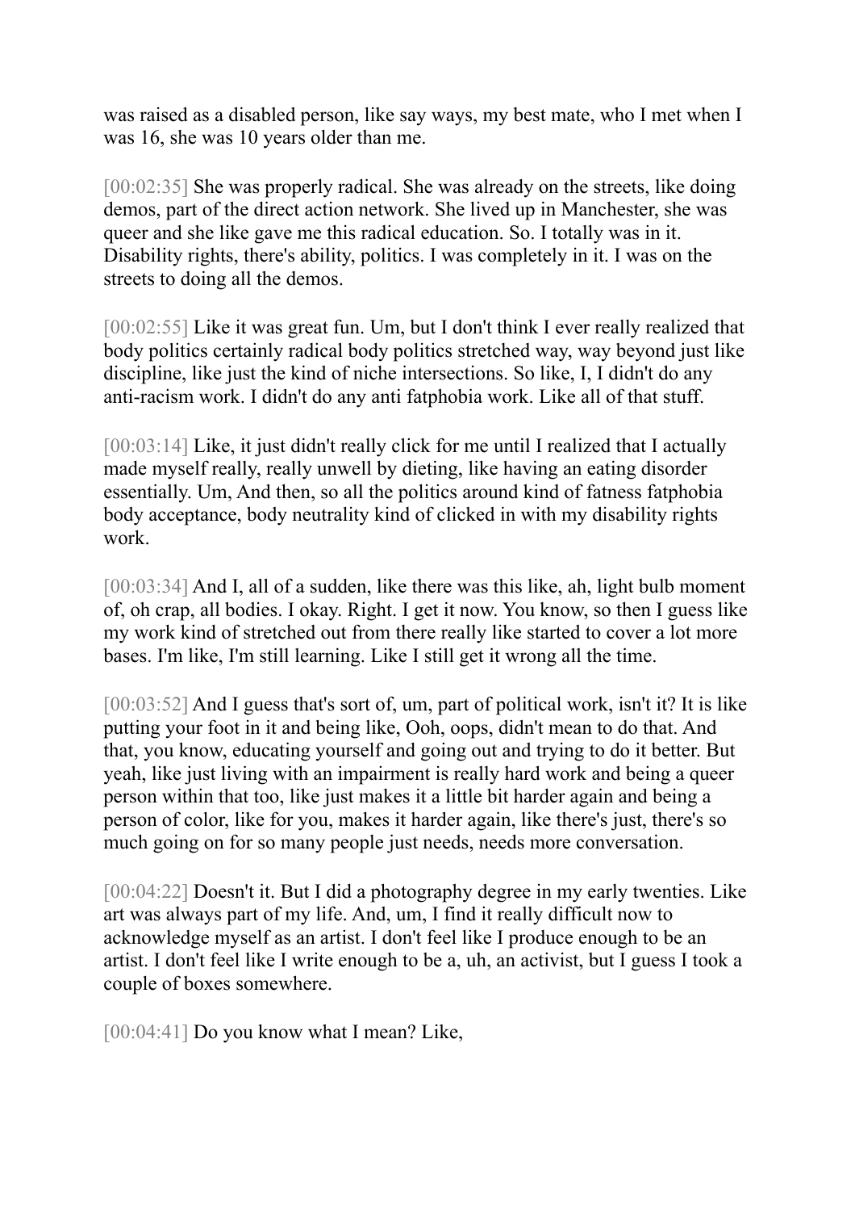was raised as a disabled person, like say ways, my best mate, who I met when I was 16, she was 10 years older than me.

[00:02:35] She was properly radical. She was already on the streets, like doing demos, part of the direct action network. She lived up in Manchester, she was queer and she like gave me this radical education. So. I totally was in it. Disability rights, there's ability, politics. I was completely in it. I was on the streets to doing all the demos.

[00:02:55] Like it was great fun. Um, but I don't think I ever really realized that body politics certainly radical body politics stretched way, way beyond just like discipline, like just the kind of niche intersections. So like, I, I didn't do any anti-racism work. I didn't do any anti fatphobia work. Like all of that stuff.

[00:03:14] Like, it just didn't really click for me until I realized that I actually made myself really, really unwell by dieting, like having an eating disorder essentially. Um, And then, so all the politics around kind of fatness fatphobia body acceptance, body neutrality kind of clicked in with my disability rights work.

[00:03:34] And I, all of a sudden, like there was this like, ah, light bulb moment of, oh crap, all bodies. I okay. Right. I get it now. You know, so then I guess like my work kind of stretched out from there really like started to cover a lot more bases. I'm like, I'm still learning. Like I still get it wrong all the time.

[00:03:52] And I guess that's sort of, um, part of political work, isn't it? It is like putting your foot in it and being like, Ooh, oops, didn't mean to do that. And that, you know, educating yourself and going out and trying to do it better. But yeah, like just living with an impairment is really hard work and being a queer person within that too, like just makes it a little bit harder again and being a person of color, like for you, makes it harder again, like there's just, there's so much going on for so many people just needs, needs more conversation.

[00:04:22] Doesn't it. But I did a photography degree in my early twenties. Like art was always part of my life. And, um, I find it really difficult now to acknowledge myself as an artist. I don't feel like I produce enough to be an artist. I don't feel like I write enough to be a, uh, an activist, but I guess I took a couple of boxes somewhere.

[00:04:41] Do you know what I mean? Like,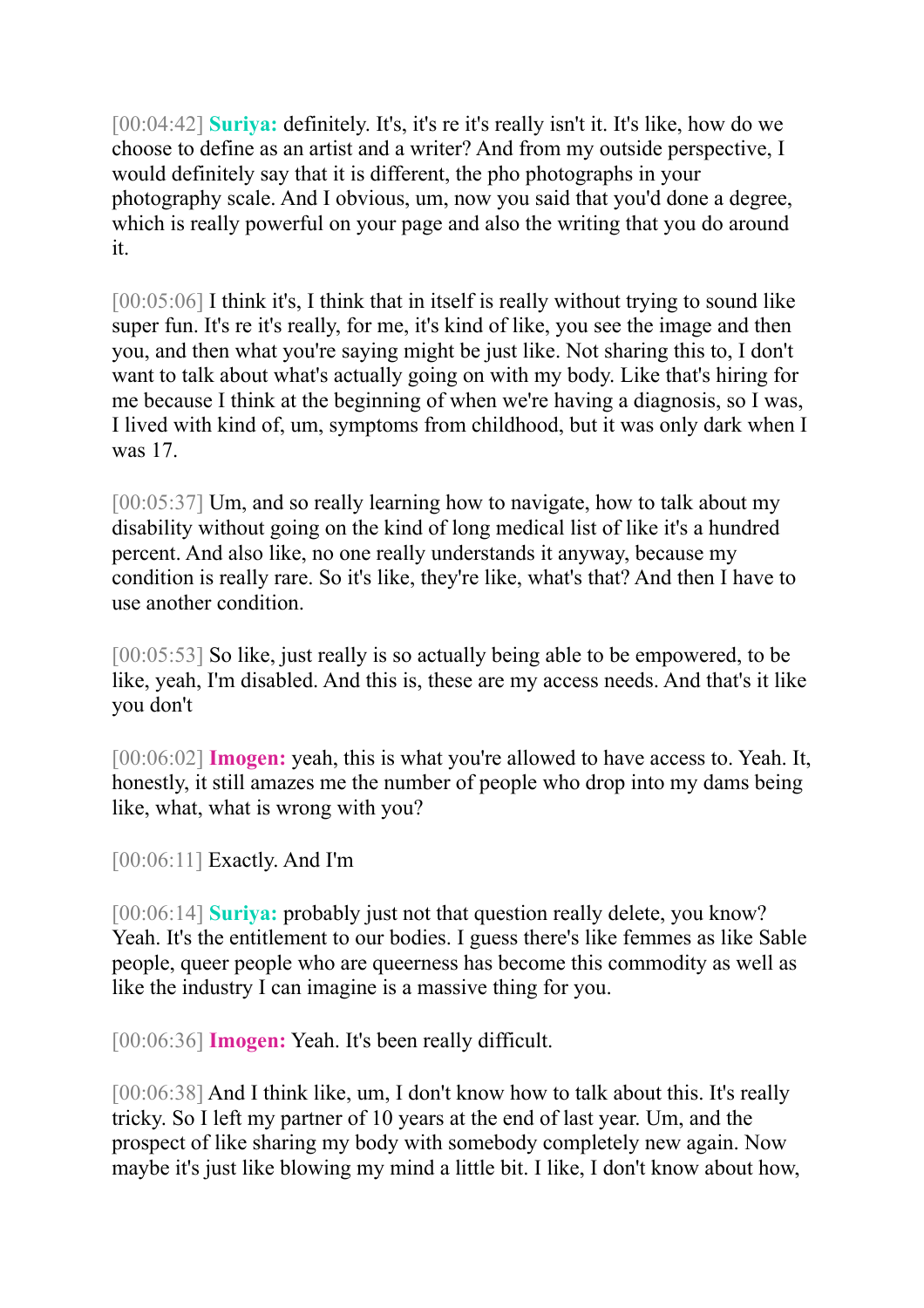[00:04:42] **Suriya:** definitely. It's, it's re it's really isn't it. It's like, how do we choose to define as an artist and a writer? And from my outside perspective, I would definitely say that it is different, the pho photographs in your photography scale. And I obvious, um, now you said that you'd done a degree, which is really powerful on your page and also the writing that you do around it.

[00:05:06] I think it's, I think that in itself is really without trying to sound like super fun. It's re it's really, for me, it's kind of like, you see the image and then you, and then what you're saying might be just like. Not sharing this to, I don't want to talk about what's actually going on with my body. Like that's hiring for me because I think at the beginning of when we're having a diagnosis, so I was, I lived with kind of, um, symptoms from childhood, but it was only dark when I was 17.

[00:05:37] Um, and so really learning how to navigate, how to talk about my disability without going on the kind of long medical list of like it's a hundred percent. And also like, no one really understands it anyway, because my condition is really rare. So it's like, they're like, what's that? And then I have to use another condition.

[00:05:53] So like, just really is so actually being able to be empowered, to be like, yeah, I'm disabled. And this is, these are my access needs. And that's it like you don't

[00:06:02] **Imogen:** yeah, this is what you're allowed to have access to. Yeah. It, honestly, it still amazes me the number of people who drop into my dams being like, what, what is wrong with you?

[00:06:11] Exactly. And I'm

[00:06:14] **Suriya:** probably just not that question really delete, you know? Yeah. It's the entitlement to our bodies. I guess there's like femmes as like Sable people, queer people who are queerness has become this commodity as well as like the industry I can imagine is a massive thing for you.

[00:06:36] **Imogen:** Yeah. It's been really difficult.

[00:06:38] And I think like, um, I don't know how to talk about this. It's really tricky. So I left my partner of 10 years at the end of last year. Um, and the prospect of like sharing my body with somebody completely new again. Now maybe it's just like blowing my mind a little bit. I like, I don't know about how,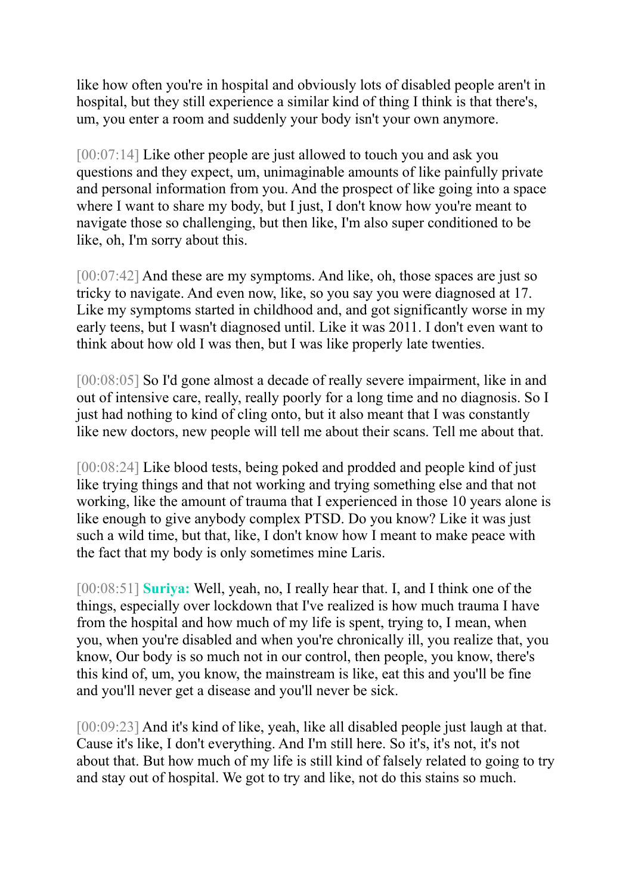like how often you're in hospital and obviously lots of disabled people aren't in hospital, but they still experience a similar kind of thing I think is that there's, um, you enter a room and suddenly your body isn't your own anymore.

[00:07:14] Like other people are just allowed to touch you and ask you questions and they expect, um, unimaginable amounts of like painfully private and personal information from you. And the prospect of like going into a space where I want to share my body, but I just, I don't know how you're meant to navigate those so challenging, but then like, I'm also super conditioned to be like, oh, I'm sorry about this.

[00:07:42] And these are my symptoms. And like, oh, those spaces are just so tricky to navigate. And even now, like, so you say you were diagnosed at 17. Like my symptoms started in childhood and, and got significantly worse in my early teens, but I wasn't diagnosed until. Like it was 2011. I don't even want to think about how old I was then, but I was like properly late twenties.

[00:08:05] So I'd gone almost a decade of really severe impairment, like in and out of intensive care, really, really poorly for a long time and no diagnosis. So I just had nothing to kind of cling onto, but it also meant that I was constantly like new doctors, new people will tell me about their scans. Tell me about that.

[00:08:24] Like blood tests, being poked and prodded and people kind of just like trying things and that not working and trying something else and that not working, like the amount of trauma that I experienced in those 10 years alone is like enough to give anybody complex PTSD. Do you know? Like it was just such a wild time, but that, like, I don't know how I meant to make peace with the fact that my body is only sometimes mine Laris.

[00:08:51] **Suriya:** Well, yeah, no, I really hear that. I, and I think one of the things, especially over lockdown that I've realized is how much trauma I have from the hospital and how much of my life is spent, trying to, I mean, when you, when you're disabled and when you're chronically ill, you realize that, you know, Our body is so much not in our control, then people, you know, there's this kind of, um, you know, the mainstream is like, eat this and you'll be fine and you'll never get a disease and you'll never be sick.

[00:09:23] And it's kind of like, yeah, like all disabled people just laugh at that. Cause it's like, I don't everything. And I'm still here. So it's, it's not, it's not about that. But how much of my life is still kind of falsely related to going to try and stay out of hospital. We got to try and like, not do this stains so much.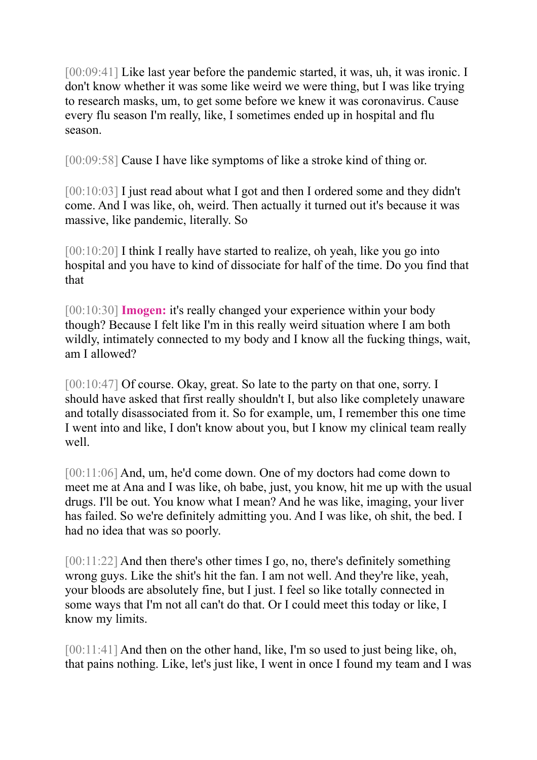[00:09:41] Like last year before the pandemic started, it was, uh, it was ironic. I don't know whether it was some like weird we were thing, but I was like trying to research masks, um, to get some before we knew it was coronavirus. Cause every flu season I'm really, like, I sometimes ended up in hospital and flu season.

[00:09:58] Cause I have like symptoms of like a stroke kind of thing or.

[00:10:03] I just read about what I got and then I ordered some and they didn't come. And I was like, oh, weird. Then actually it turned out it's because it was massive, like pandemic, literally. So

[00:10:20] I think I really have started to realize, oh yeah, like you go into hospital and you have to kind of dissociate for half of the time. Do you find that that

[00:10:30] **Imogen:** it's really changed your experience within your body though? Because I felt like I'm in this really weird situation where I am both wildly, intimately connected to my body and I know all the fucking things, wait, am I allowed?

[00:10:47] Of course. Okay, great. So late to the party on that one, sorry. I should have asked that first really shouldn't I, but also like completely unaware and totally disassociated from it. So for example, um, I remember this one time I went into and like, I don't know about you, but I know my clinical team really well.

[00:11:06] And, um, he'd come down. One of my doctors had come down to meet me at Ana and I was like, oh babe, just, you know, hit me up with the usual drugs. I'll be out. You know what I mean? And he was like, imaging, your liver has failed. So we're definitely admitting you. And I was like, oh shit, the bed. I had no idea that was so poorly.

[00:11:22] And then there's other times I go, no, there's definitely something wrong guys. Like the shit's hit the fan. I am not well. And they're like, yeah, your bloods are absolutely fine, but I just. I feel so like totally connected in some ways that I'm not all can't do that. Or I could meet this today or like, I know my limits.

[00:11:41] And then on the other hand, like, I'm so used to just being like, oh, that pains nothing. Like, let's just like, I went in once I found my team and I was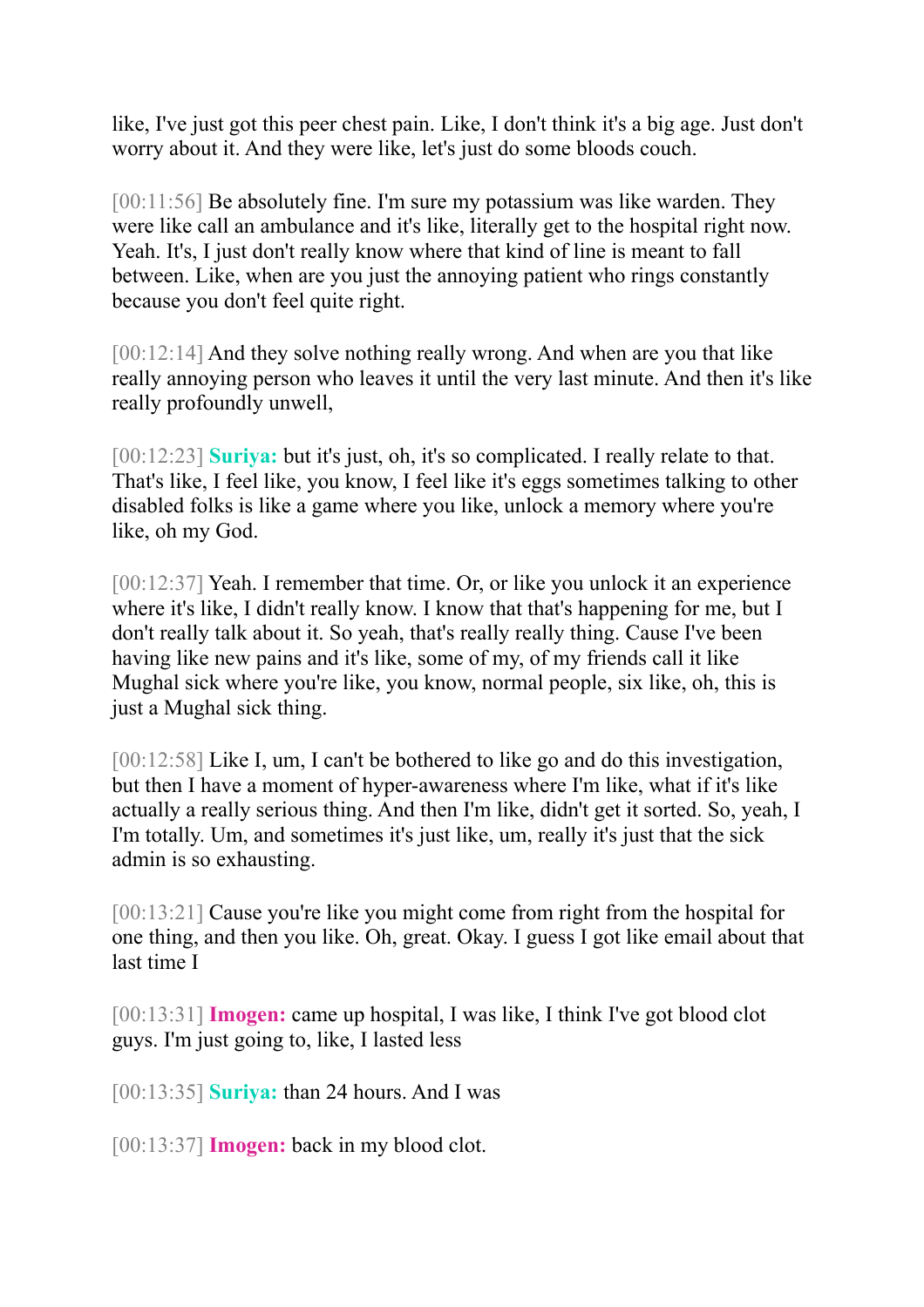like, I've just got this peer chest pain. Like, I don't think it's a big age. Just don't worry about it. And they were like, let's just do some bloods couch.

[00:11:56] Be absolutely fine. I'm sure my potassium was like warden. They were like call an ambulance and it's like, literally get to the hospital right now. Yeah. It's, I just don't really know where that kind of line is meant to fall between. Like, when are you just the annoying patient who rings constantly because you don't feel quite right.

[00:12:14] And they solve nothing really wrong. And when are you that like really annoying person who leaves it until the very last minute. And then it's like really profoundly unwell,

[00:12:23] **Suriya:** but it's just, oh, it's so complicated. I really relate to that. That's like, I feel like, you know, I feel like it's eggs sometimes talking to other disabled folks is like a game where you like, unlock a memory where you're like, oh my God.

[00:12:37] Yeah. I remember that time. Or, or like you unlock it an experience where it's like, I didn't really know. I know that that's happening for me, but I don't really talk about it. So yeah, that's really really thing. Cause I've been having like new pains and it's like, some of my, of my friends call it like Mughal sick where you're like, you know, normal people, six like, oh, this is just a Mughal sick thing.

[00:12:58] Like I, um, I can't be bothered to like go and do this investigation, but then I have a moment of hyper-awareness where I'm like, what if it's like actually a really serious thing. And then I'm like, didn't get it sorted. So, yeah, I I'm totally. Um, and sometimes it's just like, um, really it's just that the sick admin is so exhausting.

[00:13:21] Cause you're like you might come from right from the hospital for one thing, and then you like. Oh, great. Okay. I guess I got like email about that last time I

[00:13:31] **Imogen:** came up hospital, I was like, I think I've got blood clot guys. I'm just going to, like, I lasted less

[00:13:35] **Suriya:** than 24 hours. And I was

[00:13:37] **Imogen:** back in my blood clot.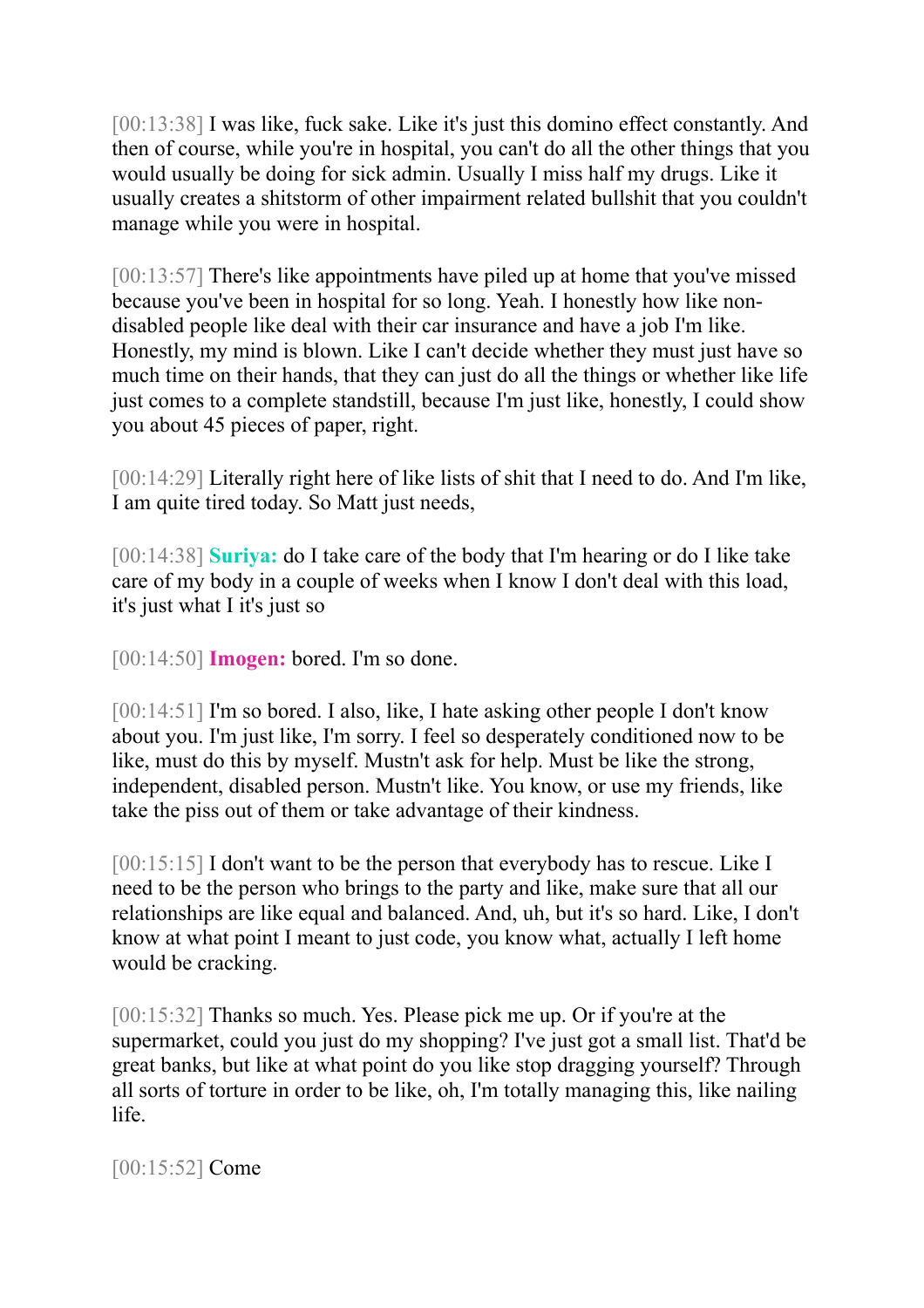[00:13:38] I was like, fuck sake. Like it's just this domino effect constantly. And then of course, while you're in hospital, you can't do all the other things that you would usually be doing for sick admin. Usually I miss half my drugs. Like it usually creates a shitstorm of other impairment related bullshit that you couldn't manage while you were in hospital.

[00:13:57] There's like appointments have piled up at home that you've missed because you've been in hospital for so long. Yeah. I honestly how like non-disabled people like deal with their car insurance and have a job I'm like. Honestly, my mind is blown. Like I can't decide whether they must just have so much time on their hands, that they can just do all the things or whether like life just comes to a complete standstill, because I'm just like, honestly, I could show you about 45 pieces of paper, right.

[00:14:29] Literally right here of like lists of shit that I need to do. And I'm like, I am quite tired today. So Matt just needs,

[00:14:38] **Suriya:** do I take care of the body that I'm hearing or do I like take care of my body in a couple of weeks when I know I don't deal with this load, it's just what I it's just so

[00:14:50] **Imogen:** bored. I'm so done.

[00:14:51] I'm so bored. I also, like, I hate asking other people I don't know about you. I'm just like, I'm sorry. I feel so desperately conditioned now to be like, must do this by myself. Mustn't ask for help. Must be like the strong, independent, disabled person. Mustn't like. You know, or use my friends, like take the piss out of them or take advantage of their kindness.

[00:15:15] I don't want to be the person that everybody has to rescue. Like I need to be the person who brings to the party and like, make sure that all our relationships are like equal and balanced. And, uh, but it's so hard. Like, I don't know at what point I meant to just code, you know what, actually I left home would be cracking.

[00:15:32] Thanks so much. Yes. Please pick me up. Or if you're at the supermarket, could you just do my shopping? I've just got a small list. That'd be great banks, but like at what point do you like stop dragging yourself? Through all sorts of torture in order to be like, oh, I'm totally managing this, like nailing life.

[00:15:52] Come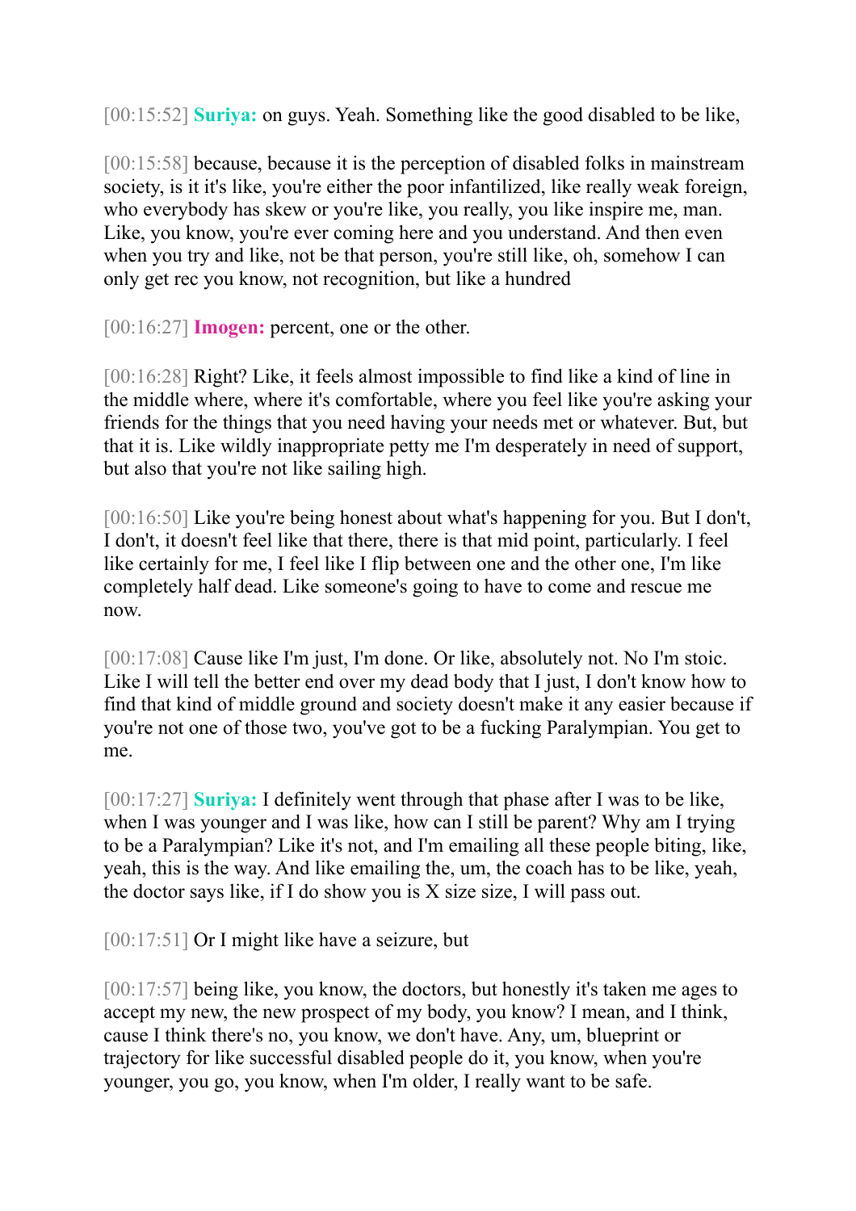[00:15:52] **Suriya:** on guys. Yeah. Something like the good disabled to be like,

[00:15:58] because, because it is the perception of disabled folks in mainstream society, is it it's like, you're either the poor infantilized, like really weak foreign, who everybody has skew or you're like, you really, you like inspire me, man. Like, you know, you're ever coming here and you understand. And then even when you try and like, not be that person, you're still like, oh, somehow I can only get rec you know, not recognition, but like a hundred

[00:16:27] **Imogen:** percent, one or the other.

[00:16:28] Right? Like, it feels almost impossible to find like a kind of line in the middle where, where it's comfortable, where you feel like you're asking your friends for the things that you need having your needs met or whatever. But, but that it is. Like wildly inappropriate petty me I'm desperately in need of support, but also that you're not like sailing high.

[00:16:50] Like you're being honest about what's happening for you. But I don't, I don't, it doesn't feel like that there, there is that mid point, particularly. I feel like certainly for me, I feel like I flip between one and the other one, I'm like completely half dead. Like someone's going to have to come and rescue me now.

[00:17:08] Cause like I'm just, I'm done. Or like, absolutely not. No I'm stoic. Like I will tell the better end over my dead body that I just, I don't know how to find that kind of middle ground and society doesn't make it any easier because if you're not one of those two, you've got to be a fucking Paralympian. You get to me.

[00:17:27] **Suriya:** I definitely went through that phase after I was to be like, when I was younger and I was like, how can I still be parent? Why am I trying to be a Paralympian? Like it's not, and I'm emailing all these people biting, like, yeah, this is the way. And like emailing the, um, the coach has to be like, yeah, the doctor says like, if I do show you is X size size, I will pass out.

[00:17:51] Or I might like have a seizure, but

[00:17:57] being like, you know, the doctors, but honestly it's taken me ages to accept my new, the new prospect of my body, you know? I mean, and I think, cause I think there's no, you know, we don't have. Any, um, blueprint or trajectory for like successful disabled people do it, you know, when you're younger, you go, you know, when I'm older, I really want to be safe.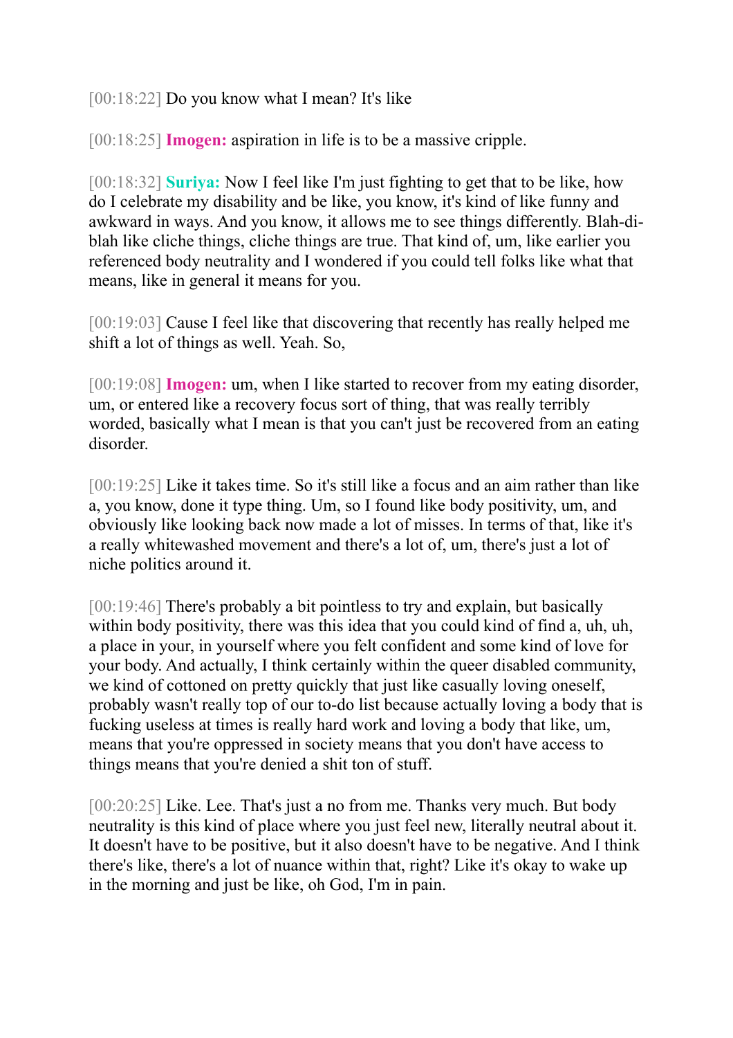[00:18:22] Do you know what I mean? It's like

[00:18:25] **Imogen:** aspiration in life is to be a massive cripple.

[00:18:32] **Suriya:** Now I feel like I'm just fighting to get that to be like, how do I celebrate my disability and be like, you know, it's kind of like funny and awkward in ways. And you know, it allows me to see things differently. Blah-di-blah like cliche things, cliche things are true. That kind of, um, like earlier you referenced body neutrality and I wondered if you could tell folks like what that means, like in general it means for you.

[00:19:03] Cause I feel like that discovering that recently has really helped me shift a lot of things as well. Yeah. So,

[00:19:08] **Imogen:** um, when I like started to recover from my eating disorder, um, or entered like a recovery focus sort of thing, that was really terribly worded, basically what I mean is that you can't just be recovered from an eating disorder.

[00:19:25] Like it takes time. So it's still like a focus and an aim rather than like a, you know, done it type thing. Um, so I found like body positivity, um, and obviously like looking back now made a lot of misses. In terms of that, like it's a really whitewashed movement and there's a lot of, um, there's just a lot of niche politics around it.

[00:19:46] There's probably a bit pointless to try and explain, but basically within body positivity, there was this idea that you could kind of find a, uh, uh, a place in your, in yourself where you felt confident and some kind of love for your body. And actually, I think certainly within the queer disabled community, we kind of cottoned on pretty quickly that just like casually loving oneself, probably wasn't really top of our to-do list because actually loving a body that is fucking useless at times is really hard work and loving a body that like, um, means that you're oppressed in society means that you don't have access to things means that you're denied a shit ton of stuff.

[00:20:25] Like. Lee. That's just a no from me. Thanks very much. But body neutrality is this kind of place where you just feel new, literally neutral about it. It doesn't have to be positive, but it also doesn't have to be negative. And I think there's like, there's a lot of nuance within that, right? Like it's okay to wake up in the morning and just be like, oh God, I'm in pain.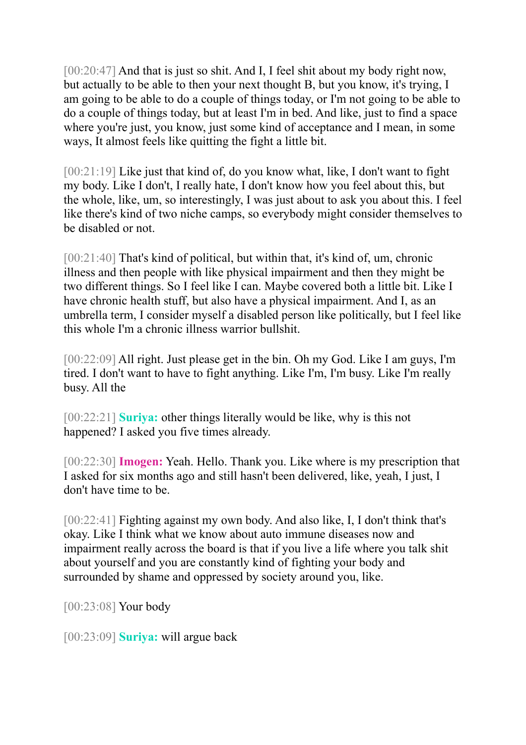[00:20:47] And that is just so shit. And I, I feel shit about my body right now, but actually to be able to then your next thought B, but you know, it's trying, I am going to be able to do a couple of things today, or I'm not going to be able to do a couple of things today, but at least I'm in bed. And like, just to find a space where you're just, you know, just some kind of acceptance and I mean, in some ways, It almost feels like quitting the fight a little bit.

[00:21:19] Like just that kind of, do you know what, like, I don't want to fight my body. Like I don't, I really hate, I don't know how you feel about this, but the whole, like, um, so interestingly, I was just about to ask you about this. I feel like there's kind of two niche camps, so everybody might consider themselves to be disabled or not.

[00:21:40] That's kind of political, but within that, it's kind of, um, chronic illness and then people with like physical impairment and then they might be two different things. So I feel like I can. Maybe covered both a little bit. Like I have chronic health stuff, but also have a physical impairment. And I, as an umbrella term, I consider myself a disabled person like politically, but I feel like this whole I'm a chronic illness warrior bullshit.

[00:22:09] All right. Just please get in the bin. Oh my God. Like I am guys, I'm tired. I don't want to have to fight anything. Like I'm, I'm busy. Like I'm really busy. All the

[00:22:21] **Suriya:** other things literally would be like, why is this not happened? I asked you five times already.

[00:22:30] **Imogen:** Yeah. Hello. Thank you. Like where is my prescription that I asked for six months ago and still hasn't been delivered, like, yeah, I just, I don't have time to be.

[00:22:41] Fighting against my own body. And also like, I, I don't think that's okay. Like I think what we know about auto immune diseases now and impairment really across the board is that if you live a life where you talk shit about yourself and you are constantly kind of fighting your body and surrounded by shame and oppressed by society around you, like.

[00:23:08] Your body

[00:23:09] **Suriya:** will argue back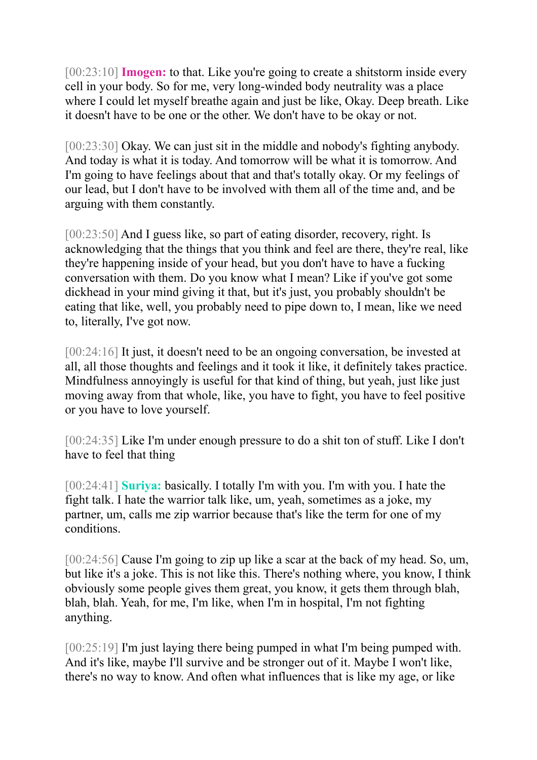[00:23:10] **Imogen:** to that. Like you're going to create a shitstorm inside every cell in your body. So for me, very long-winded body neutrality was a place where I could let myself breathe again and just be like, Okay. Deep breath. Like it doesn't have to be one or the other. We don't have to be okay or not.

[00:23:30] Okay. We can just sit in the middle and nobody's fighting anybody. And today is what it is today. And tomorrow will be what it is tomorrow. And I'm going to have feelings about that and that's totally okay. Or my feelings of our lead, but I don't have to be involved with them all of the time and, and be arguing with them constantly.

[00:23:50] And I guess like, so part of eating disorder, recovery, right. Is acknowledging that the things that you think and feel are there, they're real, like they're happening inside of your head, but you don't have to have a fucking conversation with them. Do you know what I mean? Like if you've got some dickhead in your mind giving it that, but it's just, you probably shouldn't be eating that like, well, you probably need to pipe down to, I mean, like we need to, literally, I've got now.

[00:24:16] It just, it doesn't need to be an ongoing conversation, be invested at all, all those thoughts and feelings and it took it like, it definitely takes practice. Mindfulness annoyingly is useful for that kind of thing, but yeah, just like just moving away from that whole, like, you have to fight, you have to feel positive or you have to love yourself.

[00:24:35] Like I'm under enough pressure to do a shit ton of stuff. Like I don't have to feel that thing

[00:24:41] **Suriya:** basically. I totally I'm with you. I'm with you. I hate the fight talk. I hate the warrior talk like, um, yeah, sometimes as a joke, my partner, um, calls me zip warrior because that's like the term for one of my conditions.

[00:24:56] Cause I'm going to zip up like a scar at the back of my head. So, um, but like it's a joke. This is not like this. There's nothing where, you know, I think obviously some people gives them great, you know, it gets them through blah, blah, blah. Yeah, for me, I'm like, when I'm in hospital, I'm not fighting anything.

[00:25:19] I'm just laying there being pumped in what I'm being pumped with. And it's like, maybe I'll survive and be stronger out of it. Maybe I won't like, there's no way to know. And often what influences that is like my age, or like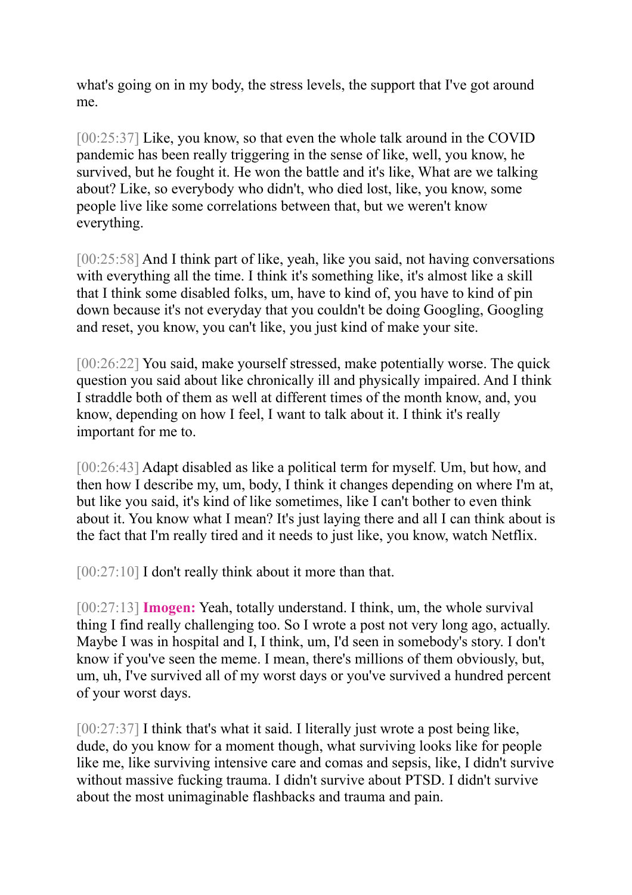what's going on in my body, the stress levels, the support that I've got around me.

[00:25:37] Like, you know, so that even the whole talk around in the COVID pandemic has been really triggering in the sense of like, well, you know, he survived, but he fought it. He won the battle and it's like, What are we talking about? Like, so everybody who didn't, who died lost, like, you know, some people live like some correlations between that, but we weren't know everything.

[00:25:58] And I think part of like, yeah, like you said, not having conversations with everything all the time. I think it's something like, it's almost like a skill that I think some disabled folks, um, have to kind of, you have to kind of pin down because it's not everyday that you couldn't be doing Googling, Googling and reset, you know, you can't like, you just kind of make your site.

[00:26:22] You said, make yourself stressed, make potentially worse. The quick question you said about like chronically ill and physically impaired. And I think I straddle both of them as well at different times of the month know, and, you know, depending on how I feel, I want to talk about it. I think it's really important for me to.

[00:26:43] Adapt disabled as like a political term for myself. Um, but how, and then how I describe my, um, body, I think it changes depending on where I'm at, but like you said, it's kind of like sometimes, like I can't bother to even think about it. You know what I mean? It's just laying there and all I can think about is the fact that I'm really tired and it needs to just like, you know, watch Netflix.

[00:27:10] I don't really think about it more than that.

[00:27:13] **Imogen:** Yeah, totally understand. I think, um, the whole survival thing I find really challenging too. So I wrote a post not very long ago, actually. Maybe I was in hospital and I, I think, um, I'd seen in somebody's story. I don't know if you've seen the meme. I mean, there's millions of them obviously, but, um, uh, I've survived all of my worst days or you've survived a hundred percent of your worst days.

[00:27:37] I think that's what it said. I literally just wrote a post being like, dude, do you know for a moment though, what surviving looks like for people like me, like surviving intensive care and comas and sepsis, like, I didn't survive without massive fucking trauma. I didn't survive about PTSD. I didn't survive about the most unimaginable flashbacks and trauma and pain.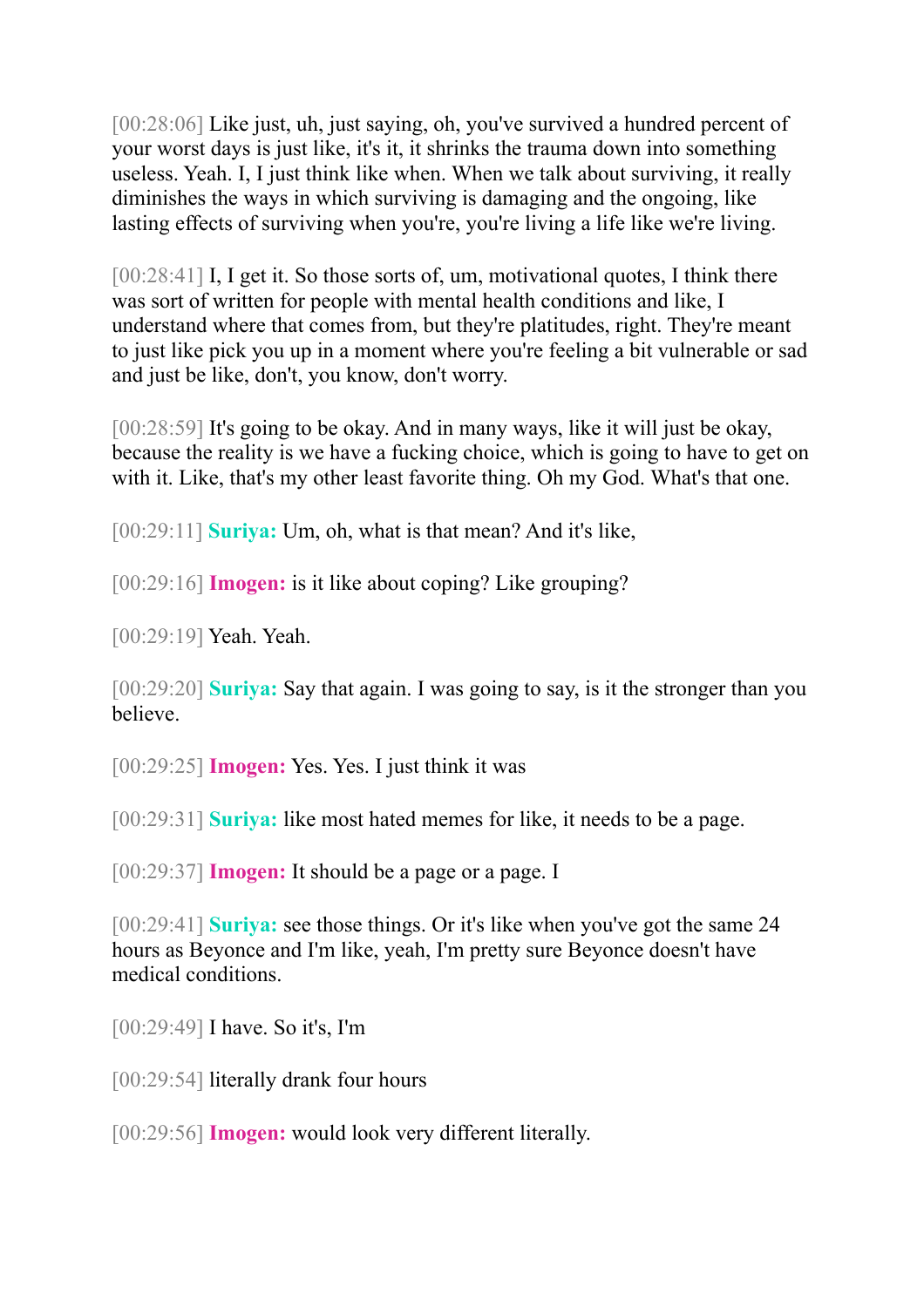[00:28:06] Like just, uh, just saying, oh, you've survived a hundred percent of your worst days is just like, it's it, it shrinks the trauma down into something useless. Yeah. I, I just think like when. When we talk about surviving, it really diminishes the ways in which surviving is damaging and the ongoing, like lasting effects of surviving when you're, you're living a life like we're living.

[00:28:41] I, I get it. So those sorts of, um, motivational quotes, I think there was sort of written for people with mental health conditions and like, I understand where that comes from, but they're platitudes, right. They're meant to just like pick you up in a moment where you're feeling a bit vulnerable or sad and just be like, don't, you know, don't worry.

[00:28:59] It's going to be okay. And in many ways, like it will just be okay, because the reality is we have a fucking choice, which is going to have to get on with it. Like, that's my other least favorite thing. Oh my God. What's that one.

[00:29:11] **Suriya:** Um, oh, what is that mean? And it's like,

[00:29:16] **Imogen:** is it like about coping? Like grouping?

[00:29:19] Yeah. Yeah.

[00:29:20] **Suriya:** Say that again. I was going to say, is it the stronger than you believe.

[00:29:25] **Imogen:** Yes. Yes. I just think it was

[00:29:31] **Suriya:** like most hated memes for like, it needs to be a page.

[00:29:37] **Imogen:** It should be a page or a page. I

[00:29:41] **Suriya:** see those things. Or it's like when you've got the same 24 hours as Beyonce and I'm like, yeah, I'm pretty sure Beyonce doesn't have medical conditions.

[00:29:49] I have. So it's, I'm

[00:29:54] literally drank four hours

[00:29:56] **Imogen:** would look very different literally.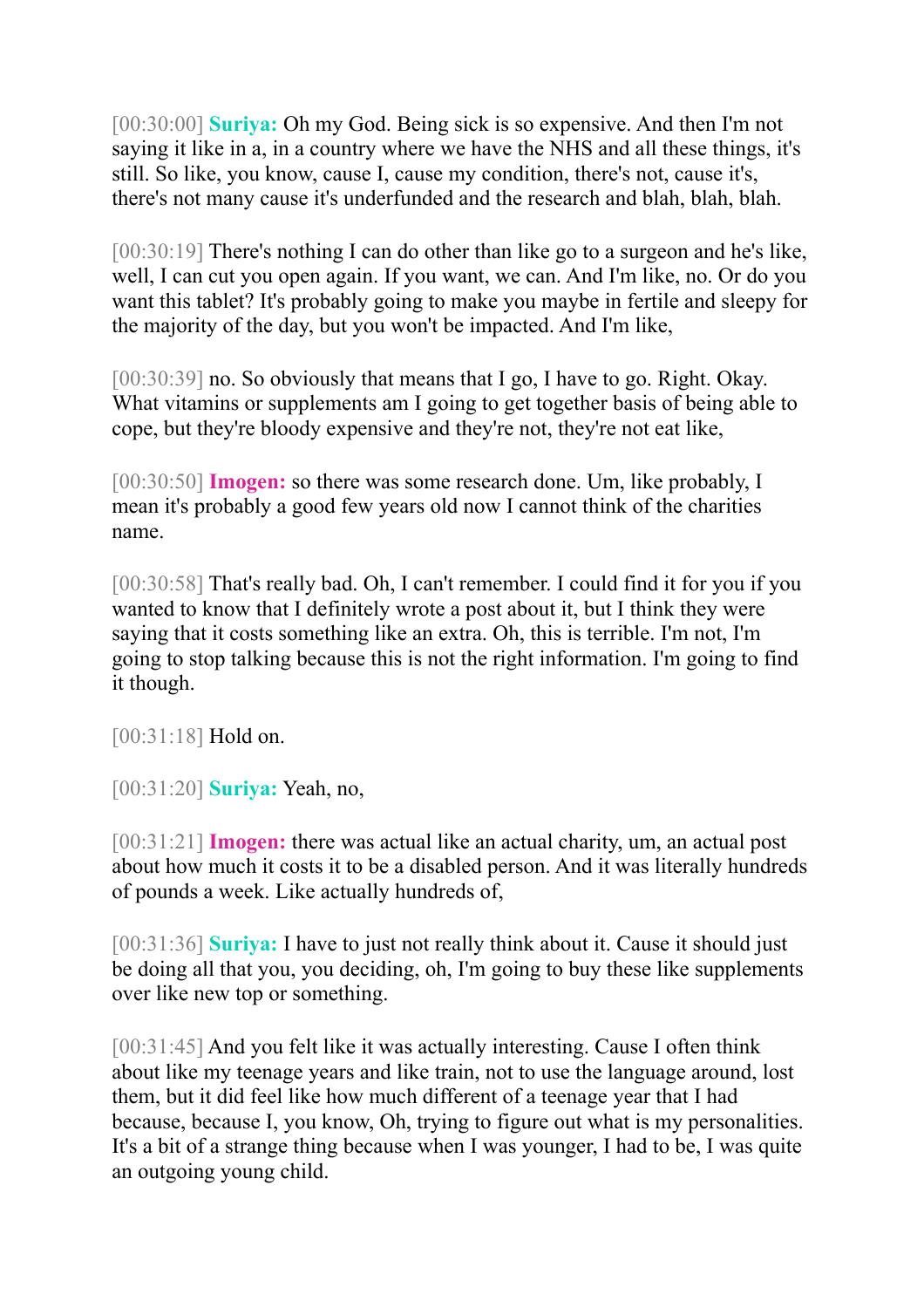[00:30:00] **Suriya:** Oh my God. Being sick is so expensive. And then I'm not saying it like in a, in a country where we have the NHS and all these things, it's still. So like, you know, cause I, cause my condition, there's not, cause it's, there's not many cause it's underfunded and the research and blah, blah, blah.

[00:30:19] There's nothing I can do other than like go to a surgeon and he's like, well, I can cut you open again. If you want, we can. And I'm like, no. Or do you want this tablet? It's probably going to make you maybe in fertile and sleepy for the majority of the day, but you won't be impacted. And I'm like,

[00:30:39] no. So obviously that means that I go, I have to go. Right. Okay. What vitamins or supplements am I going to get together basis of being able to cope, but they're bloody expensive and they're not, they're not eat like,

[00:30:50] **Imogen:** so there was some research done. Um, like probably, I mean it's probably a good few years old now I cannot think of the charities name.

[00:30:58] That's really bad. Oh, I can't remember. I could find it for you if you wanted to know that I definitely wrote a post about it, but I think they were saying that it costs something like an extra. Oh, this is terrible. I'm not, I'm going to stop talking because this is not the right information. I'm going to find it though.

[00:31:18] Hold on.

[00:31:20] **Suriya:** Yeah, no,

[00:31:21] **Imogen:** there was actual like an actual charity, um, an actual post about how much it costs it to be a disabled person. And it was literally hundreds of pounds a week. Like actually hundreds of,

[00:31:36] **Suriya:** I have to just not really think about it. Cause it should just be doing all that you, you deciding, oh, I'm going to buy these like supplements over like new top or something.

[00:31:45] And you felt like it was actually interesting. Cause I often think about like my teenage years and like train, not to use the language around, lost them, but it did feel like how much different of a teenage year that I had because, because I, you know, Oh, trying to figure out what is my personalities. It's a bit of a strange thing because when I was younger, I had to be, I was quite an outgoing young child.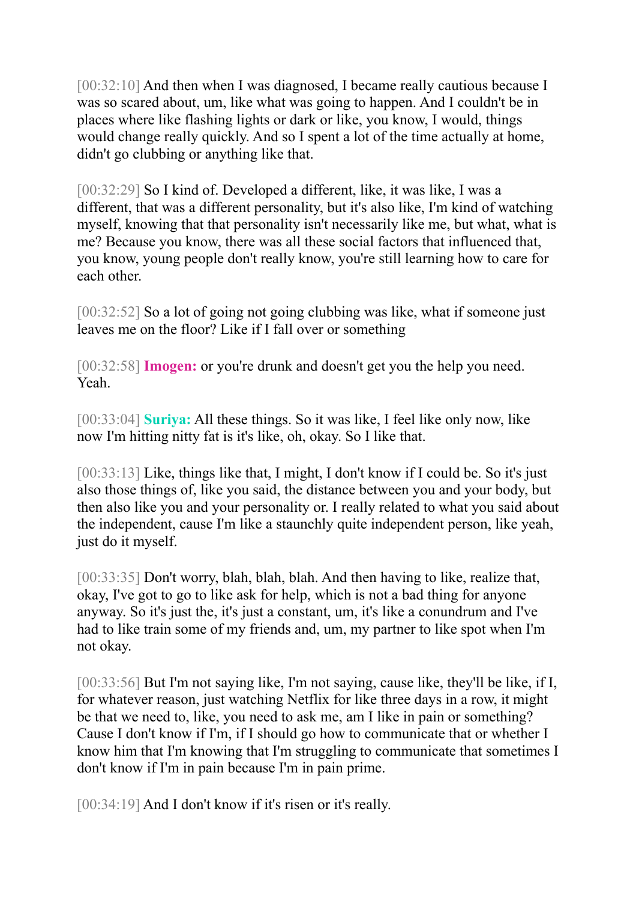[00:32:10] And then when I was diagnosed, I became really cautious because I was so scared about, um, like what was going to happen. And I couldn't be in places where like flashing lights or dark or like, you know, I would, things would change really quickly. And so I spent a lot of the time actually at home, didn't go clubbing or anything like that.

[00:32:29] So I kind of. Developed a different, like, it was like, I was a different, that was a different personality, but it's also like, I'm kind of watching myself, knowing that that personality isn't necessarily like me, but what, what is me? Because you know, there was all these social factors that influenced that, you know, young people don't really know, you're still learning how to care for each other.

[00:32:52] So a lot of going not going clubbing was like, what if someone just leaves me on the floor? Like if I fall over or something

[00:32:58] **Imogen:** or you're drunk and doesn't get you the help you need. Yeah.

[00:33:04] **Suriya:** All these things. So it was like, I feel like only now, like now I'm hitting nitty fat is it's like, oh, okay. So I like that.

[00:33:13] Like, things like that, I might, I don't know if I could be. So it's just also those things of, like you said, the distance between you and your body, but then also like you and your personality or. I really related to what you said about the independent, cause I'm like a staunchly quite independent person, like yeah, just do it myself.

[00:33:35] Don't worry, blah, blah, blah. And then having to like, realize that, okay, I've got to go to like ask for help, which is not a bad thing for anyone anyway. So it's just the, it's just a constant, um, it's like a conundrum and I've had to like train some of my friends and, um, my partner to like spot when I'm not okay.

[00:33:56] But I'm not saying like, I'm not saying, cause like, they'll be like, if I, for whatever reason, just watching Netflix for like three days in a row, it might be that we need to, like, you need to ask me, am I like in pain or something? Cause I don't know if I'm, if I should go how to communicate that or whether I know him that I'm knowing that I'm struggling to communicate that sometimes I don't know if I'm in pain because I'm in pain prime.

[00:34:19] And I don't know if it's risen or it's really.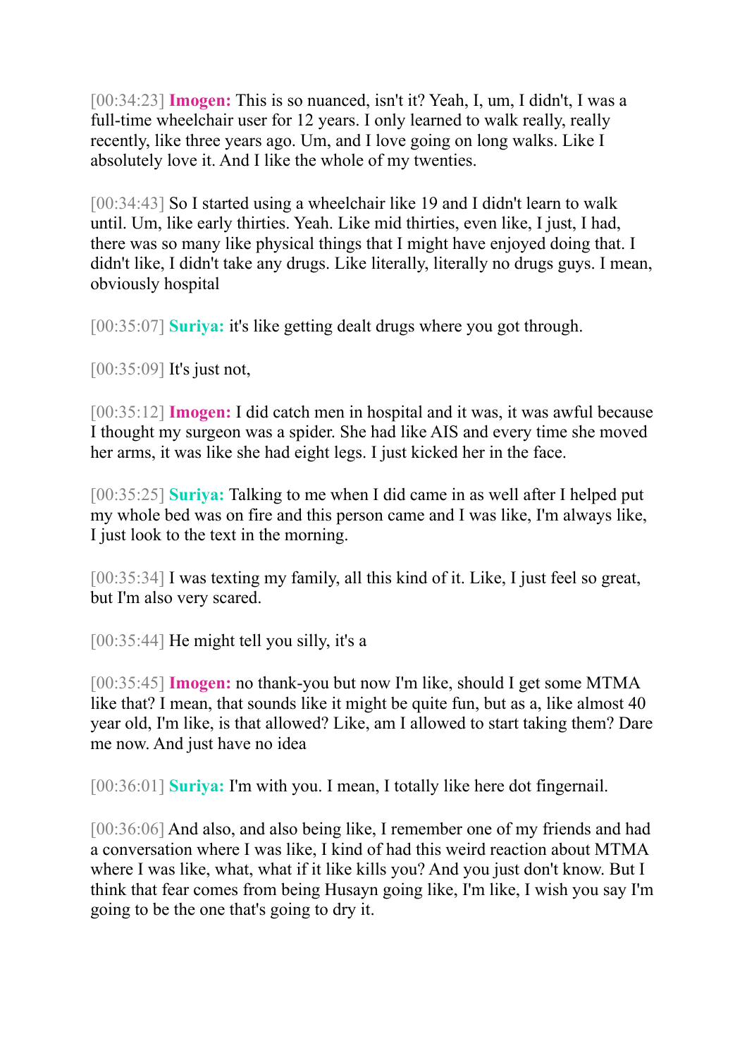[00:34:23] **Imogen:** This is so nuanced, isn't it? Yeah, I, um, I didn't, I was a full-time wheelchair user for 12 years. I only learned to walk really, really recently, like three years ago. Um, and I love going on long walks. Like I absolutely love it. And I like the whole of my twenties.

[00:34:43] So I started using a wheelchair like 19 and I didn't learn to walk until. Um, like early thirties. Yeah. Like mid thirties, even like, I just, I had, there was so many like physical things that I might have enjoyed doing that. I didn't like, I didn't take any drugs. Like literally, literally no drugs guys. I mean, obviously hospital

[00:35:07] **Suriya:** it's like getting dealt drugs where you got through.

[00:35:09] It's just not,

[00:35:12] **Imogen:** I did catch men in hospital and it was, it was awful because I thought my surgeon was a spider. She had like AIS and every time she moved her arms, it was like she had eight legs. I just kicked her in the face.

[00:35:25] **Suriya:** Talking to me when I did came in as well after I helped put my whole bed was on fire and this person came and I was like, I'm always like, I just look to the text in the morning.

[00:35:34] I was texting my family, all this kind of it. Like, I just feel so great, but I'm also very scared.

[00:35:44] He might tell you silly, it's a

[00:35:45] **Imogen:** no thank-you but now I'm like, should I get some MTMA like that? I mean, that sounds like it might be quite fun, but as a, like almost 40 year old, I'm like, is that allowed? Like, am I allowed to start taking them? Dare me now. And just have no idea

[00:36:01] **Suriya:** I'm with you. I mean, I totally like here dot fingernail.

[00:36:06] And also, and also being like, I remember one of my friends and had a conversation where I was like, I kind of had this weird reaction about MTMA where I was like, what, what if it like kills you? And you just don't know. But I think that fear comes from being Husayn going like, I'm like, I wish you say I'm going to be the one that's going to dry it.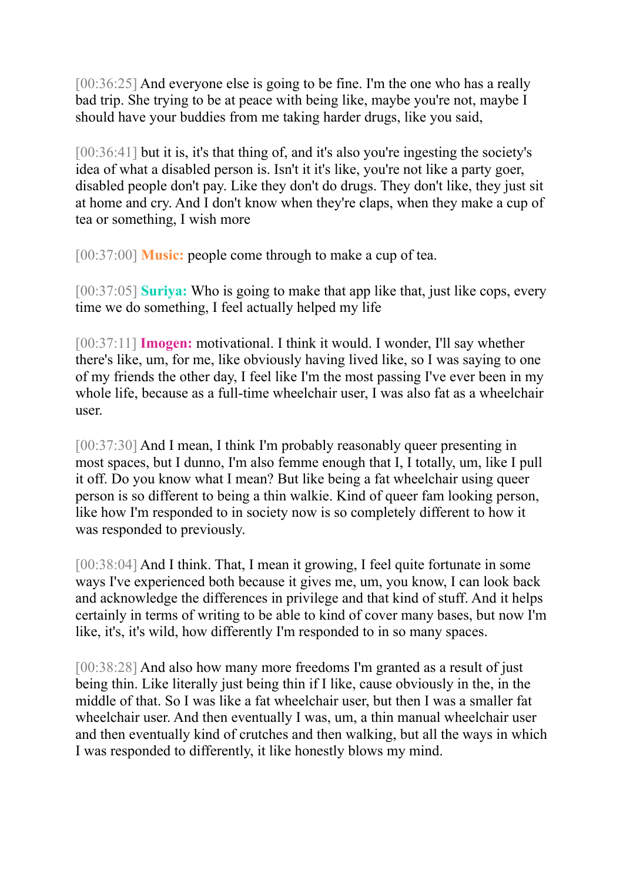[00:36:25] And everyone else is going to be fine. I'm the one who has a really bad trip. She trying to be at peace with being like, maybe you're not, maybe I should have your buddies from me taking harder drugs, like you said,

[00:36:41] but it is, it's that thing of, and it's also you're ingesting the society's idea of what a disabled person is. Isn't it it's like, you're not like a party goer, disabled people don't pay. Like they don't do drugs. They don't like, they just sit at home and cry. And I don't know when they're claps, when they make a cup of tea or something, I wish more

[00:37:00] **Music:** people come through to make a cup of tea.

[00:37:05] **Suriya:** Who is going to make that app like that, just like cops, every time we do something, I feel actually helped my life

[00:37:11] **Imogen:** motivational. I think it would. I wonder, I'll say whether there's like, um, for me, like obviously having lived like, so I was saying to one of my friends the other day, I feel like I'm the most passing I've ever been in my whole life, because as a full-time wheelchair user, I was also fat as a wheelchair user.

[00:37:30] And I mean, I think I'm probably reasonably queer presenting in most spaces, but I dunno, I'm also femme enough that I, I totally, um, like I pull it off. Do you know what I mean? But like being a fat wheelchair using queer person is so different to being a thin walkie. Kind of queer fam looking person, like how I'm responded to in society now is so completely different to how it was responded to previously.

[00:38:04] And I think. That, I mean it growing, I feel quite fortunate in some ways I've experienced both because it gives me, um, you know, I can look back and acknowledge the differences in privilege and that kind of stuff. And it helps certainly in terms of writing to be able to kind of cover many bases, but now I'm like, it's, it's wild, how differently I'm responded to in so many spaces.

[00:38:28] And also how many more freedoms I'm granted as a result of just being thin. Like literally just being thin if I like, cause obviously in the, in the middle of that. So I was like a fat wheelchair user, but then I was a smaller fat wheelchair user. And then eventually I was, um, a thin manual wheelchair user and then eventually kind of crutches and then walking, but all the ways in which I was responded to differently, it like honestly blows my mind.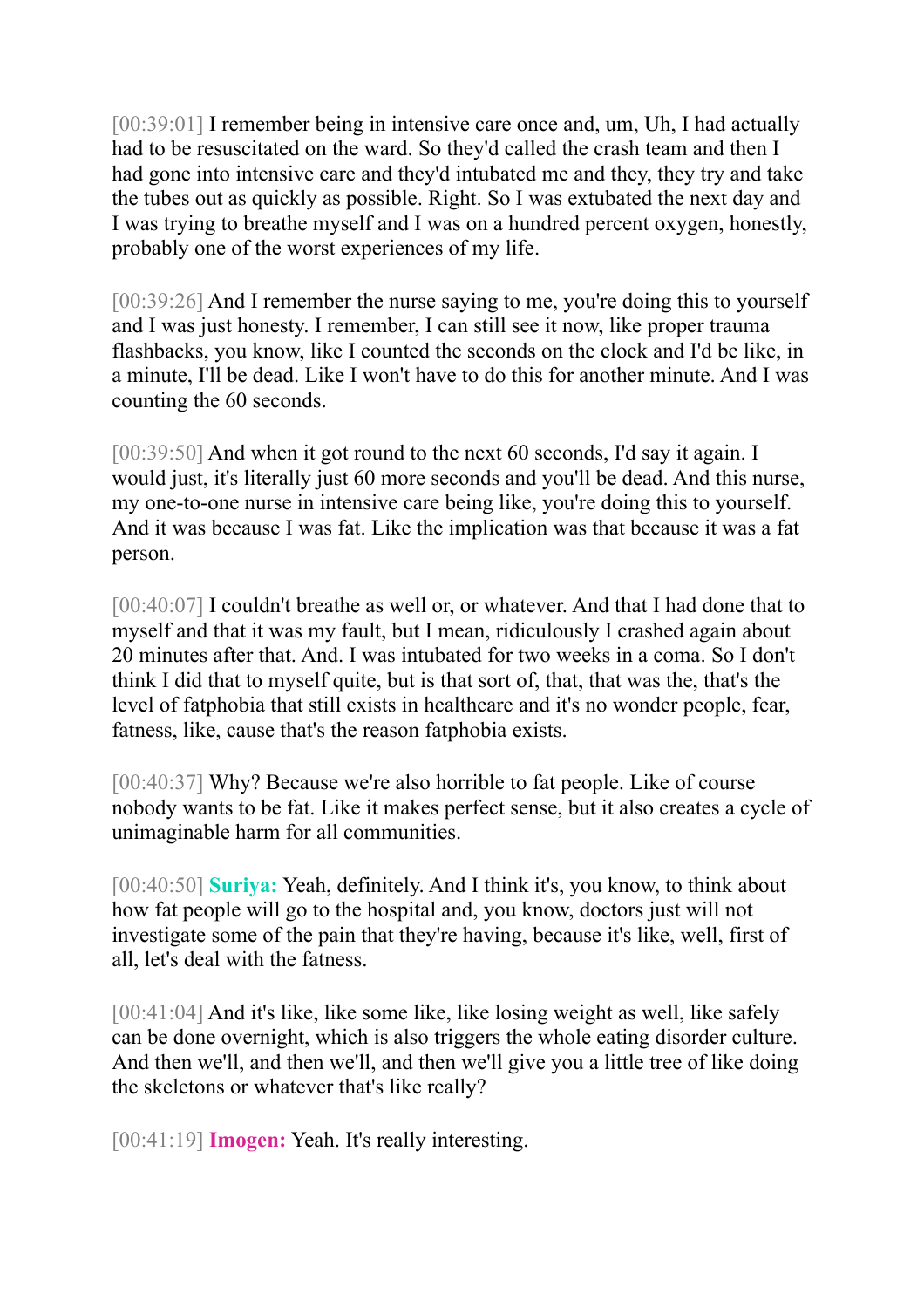[00:39:01] I remember being in intensive care once and, um, Uh, I had actually had to be resuscitated on the ward. So they'd called the crash team and then I had gone into intensive care and they'd intubated me and they, they try and take the tubes out as quickly as possible. Right. So I was extubated the next day and I was trying to breathe myself and I was on a hundred percent oxygen, honestly, probably one of the worst experiences of my life.

[00:39:26] And I remember the nurse saying to me, you're doing this to yourself and I was just honesty. I remember, I can still see it now, like proper trauma flashbacks, you know, like I counted the seconds on the clock and I'd be like, in a minute, I'll be dead. Like I won't have to do this for another minute. And I was counting the 60 seconds.

[00:39:50] And when it got round to the next 60 seconds, I'd say it again. I would just, it's literally just 60 more seconds and you'll be dead. And this nurse, my one-to-one nurse in intensive care being like, you're doing this to yourself. And it was because I was fat. Like the implication was that because it was a fat person.

[00:40:07] I couldn't breathe as well or, or whatever. And that I had done that to myself and that it was my fault, but I mean, ridiculously I crashed again about 20 minutes after that. And. I was intubated for two weeks in a coma. So I don't think I did that to myself quite, but is that sort of, that, that was the, that's the level of fatphobia that still exists in healthcare and it's no wonder people, fear, fatness, like, cause that's the reason fatphobia exists.

[00:40:37] Why? Because we're also horrible to fat people. Like of course nobody wants to be fat. Like it makes perfect sense, but it also creates a cycle of unimaginable harm for all communities.

[00:40:50] **Suriya:** Yeah, definitely. And I think it's, you know, to think about how fat people will go to the hospital and, you know, doctors just will not investigate some of the pain that they're having, because it's like, well, first of all, let's deal with the fatness.

[00:41:04] And it's like, like some like, like losing weight as well, like safely can be done overnight, which is also triggers the whole eating disorder culture. And then we'll, and then we'll, and then we'll give you a little tree of like doing the skeletons or whatever that's like really?

[00:41:19] **Imogen:** Yeah. It's really interesting.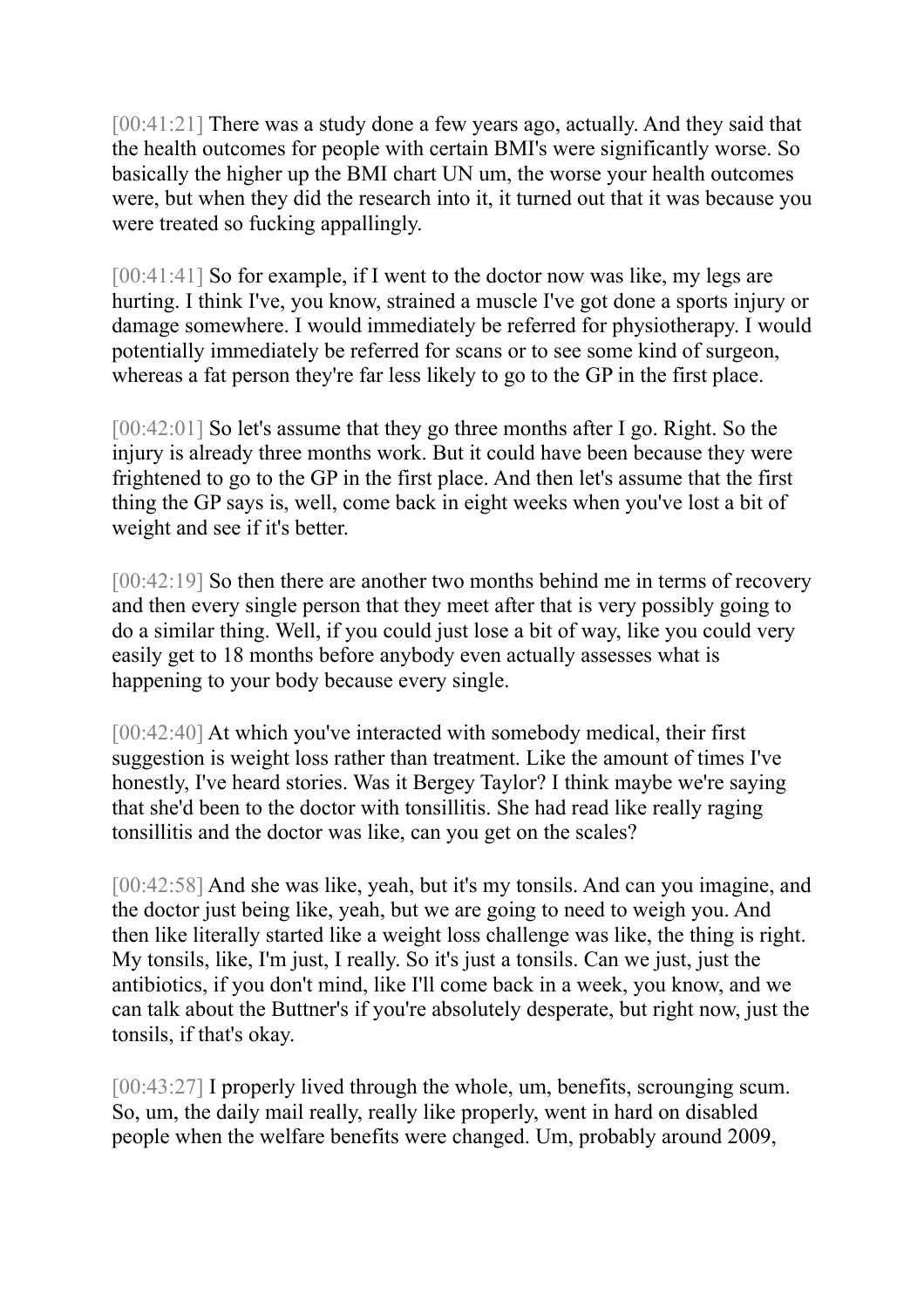[00:41:21] There was a study done a few years ago, actually. And they said that the health outcomes for people with certain BMI's were significantly worse. So basically the higher up the BMI chart UN um, the worse your health outcomes were, but when they did the research into it, it turned out that it was because you were treated so fucking appallingly.

[00:41:41] So for example, if I went to the doctor now was like, my legs are hurting. I think I've, you know, strained a muscle I've got done a sports injury or damage somewhere. I would immediately be referred for physiotherapy. I would potentially immediately be referred for scans or to see some kind of surgeon, whereas a fat person they're far less likely to go to the GP in the first place.

[00:42:01] So let's assume that they go three months after I go. Right. So the injury is already three months work. But it could have been because they were frightened to go to the GP in the first place. And then let's assume that the first thing the GP says is, well, come back in eight weeks when you've lost a bit of weight and see if it's better.

[00:42:19] So then there are another two months behind me in terms of recovery and then every single person that they meet after that is very possibly going to do a similar thing. Well, if you could just lose a bit of way, like you could very easily get to 18 months before anybody even actually assesses what is happening to your body because every single.

[00:42:40] At which you've interacted with somebody medical, their first suggestion is weight loss rather than treatment. Like the amount of times I've honestly, I've heard stories. Was it Bergey Taylor? I think maybe we're saying that she'd been to the doctor with tonsillitis. She had read like really raging tonsillitis and the doctor was like, can you get on the scales?

[00:42:58] And she was like, yeah, but it's my tonsils. And can you imagine, and the doctor just being like, yeah, but we are going to need to weigh you. And then like literally started like a weight loss challenge was like, the thing is right. My tonsils, like, I'm just, I really. So it's just a tonsils. Can we just, just the antibiotics, if you don't mind, like I'll come back in a week, you know, and we can talk about the Buttner's if you're absolutely desperate, but right now, just the tonsils, if that's okay.

[00:43:27] I properly lived through the whole, um, benefits, scrounging scum. So, um, the daily mail really, really like properly, went in hard on disabled people when the welfare benefits were changed. Um, probably around 2009,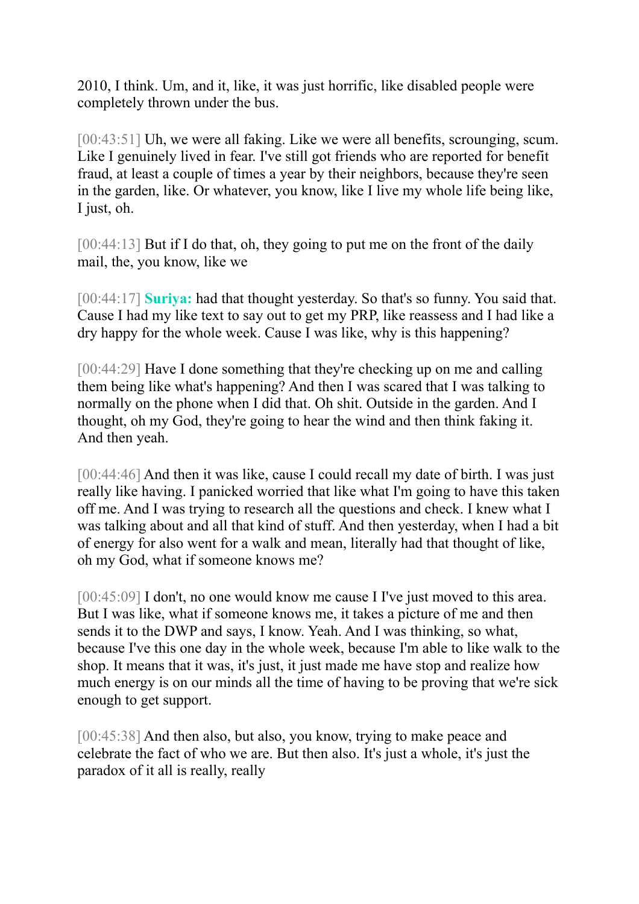2010, I think. Um, and it, like, it was just horrific, like disabled people were completely thrown under the bus.

[00:43:51] Uh, we were all faking. Like we were all benefits, scrounging, scum. Like I genuinely lived in fear. I've still got friends who are reported for benefit fraud, at least a couple of times a year by their neighbors, because they're seen in the garden, like. Or whatever, you know, like I live my whole life being like, I just, oh.

[00:44:13] But if I do that, oh, they going to put me on the front of the daily mail, the, you know, like we

[00:44:17] **Suriya:** had that thought yesterday. So that's so funny. You said that. Cause I had my like text to say out to get my PRP, like reassess and I had like a dry happy for the whole week. Cause I was like, why is this happening?

[00:44:29] Have I done something that they're checking up on me and calling them being like what's happening? And then I was scared that I was talking to normally on the phone when I did that. Oh shit. Outside in the garden. And I thought, oh my God, they're going to hear the wind and then think faking it. And then yeah.

[00:44:46] And then it was like, cause I could recall my date of birth. I was just really like having. I panicked worried that like what I'm going to have this taken off me. And I was trying to research all the questions and check. I knew what I was talking about and all that kind of stuff. And then yesterday, when I had a bit of energy for also went for a walk and mean, literally had that thought of like, oh my God, what if someone knows me?

[00:45:09] I don't, no one would know me cause I I've just moved to this area. But I was like, what if someone knows me, it takes a picture of me and then sends it to the DWP and says, I know. Yeah. And I was thinking, so what, because I've this one day in the whole week, because I'm able to like walk to the shop. It means that it was, it's just, it just made me have stop and realize how much energy is on our minds all the time of having to be proving that we're sick enough to get support.

[00:45:38] And then also, but also, you know, trying to make peace and celebrate the fact of who we are. But then also. It's just a whole, it's just the paradox of it all is really, really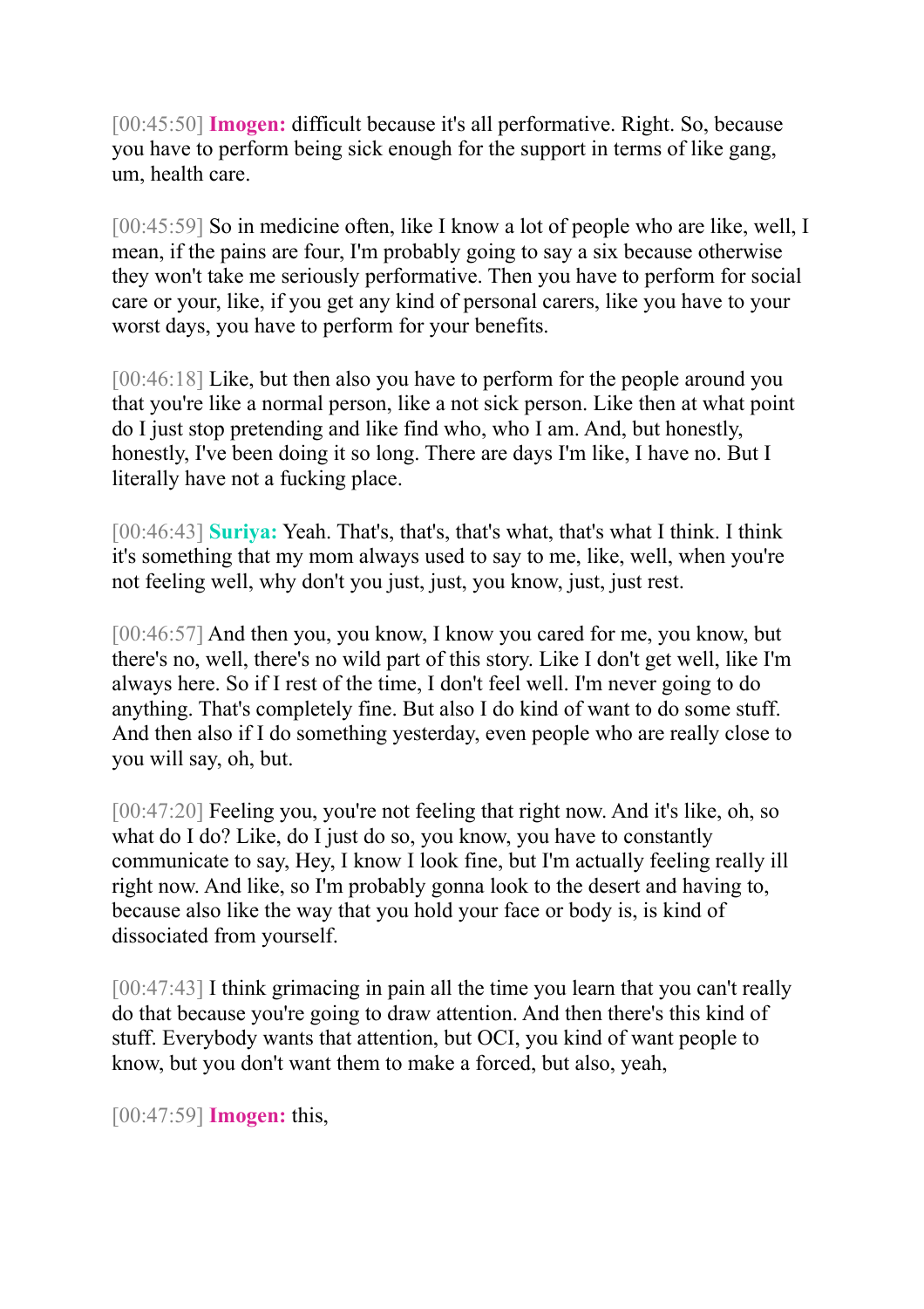[00:45:50] **Imogen:** difficult because it's all performative. Right. So, because you have to perform being sick enough for the support in terms of like gang, um, health care.

[00:45:59] So in medicine often, like I know a lot of people who are like, well, I mean, if the pains are four, I'm probably going to say a six because otherwise they won't take me seriously performative. Then you have to perform for social care or your, like, if you get any kind of personal carers, like you have to your worst days, you have to perform for your benefits.

[00:46:18] Like, but then also you have to perform for the people around you that you're like a normal person, like a not sick person. Like then at what point do I just stop pretending and like find who, who I am. And, but honestly, honestly, I've been doing it so long. There are days I'm like, I have no. But I literally have not a fucking place.

[00:46:43] **Suriya:** Yeah. That's, that's, that's what, that's what I think. I think it's something that my mom always used to say to me, like, well, when you're not feeling well, why don't you just, just, you know, just, just rest.

[00:46:57] And then you, you know, I know you cared for me, you know, but there's no, well, there's no wild part of this story. Like I don't get well, like I'm always here. So if I rest of the time, I don't feel well. I'm never going to do anything. That's completely fine. But also I do kind of want to do some stuff. And then also if I do something yesterday, even people who are really close to you will say, oh, but.

[00:47:20] Feeling you, you're not feeling that right now. And it's like, oh, so what do I do? Like, do I just do so, you know, you have to constantly communicate to say, Hey, I know I look fine, but I'm actually feeling really ill right now. And like, so I'm probably gonna look to the desert and having to, because also like the way that you hold your face or body is, is kind of dissociated from yourself.

[00:47:43] I think grimacing in pain all the time you learn that you can't really do that because you're going to draw attention. And then there's this kind of stuff. Everybody wants that attention, but OCI, you kind of want people to know, but you don't want them to make a forced, but also, yeah,

[00:47:59] **Imogen:** this,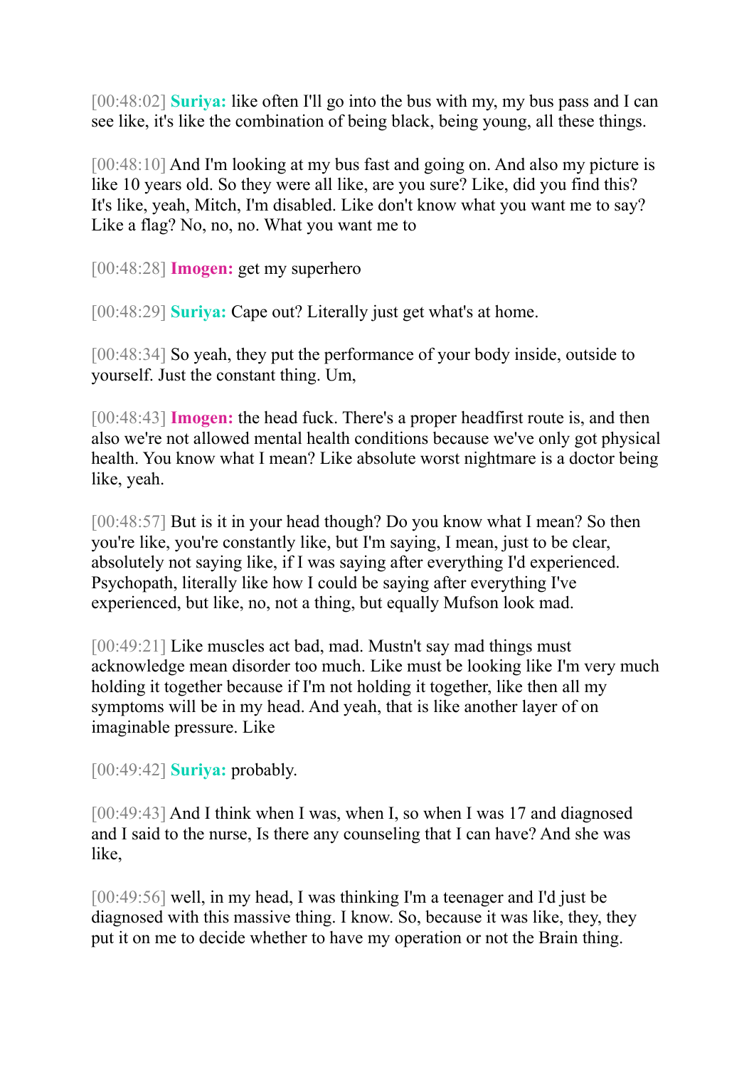[00:48:02] **Suriya:** like often I'll go into the bus with my, my bus pass and I can see like, it's like the combination of being black, being young, all these things.

[00:48:10] And I'm looking at my bus fast and going on. And also my picture is like 10 years old. So they were all like, are you sure? Like, did you find this? It's like, yeah, Mitch, I'm disabled. Like don't know what you want me to say? Like a flag? No, no, no. What you want me to

[00:48:28] **Imogen:** get my superhero

[00:48:29] **Suriya:** Cape out? Literally just get what's at home.

[00:48:34] So yeah, they put the performance of your body inside, outside to yourself. Just the constant thing. Um,

[00:48:43] **Imogen:** the head fuck. There's a proper headfirst route is, and then also we're not allowed mental health conditions because we've only got physical health. You know what I mean? Like absolute worst nightmare is a doctor being like, yeah.

[00:48:57] But is it in your head though? Do you know what I mean? So then you're like, you're constantly like, but I'm saying, I mean, just to be clear, absolutely not saying like, if I was saying after everything I'd experienced. Psychopath, literally like how I could be saying after everything I've experienced, but like, no, not a thing, but equally Mufson look mad.

[00:49:21] Like muscles act bad, mad. Mustn't say mad things must acknowledge mean disorder too much. Like must be looking like I'm very much holding it together because if I'm not holding it together, like then all my symptoms will be in my head. And yeah, that is like another layer of on imaginable pressure. Like

[00:49:42] **Suriya:** probably.

[00:49:43] And I think when I was, when I, so when I was 17 and diagnosed and I said to the nurse, Is there any counseling that I can have? And she was like,

[00:49:56] well, in my head, I was thinking I'm a teenager and I'd just be diagnosed with this massive thing. I know. So, because it was like, they, they put it on me to decide whether to have my operation or not the Brain thing.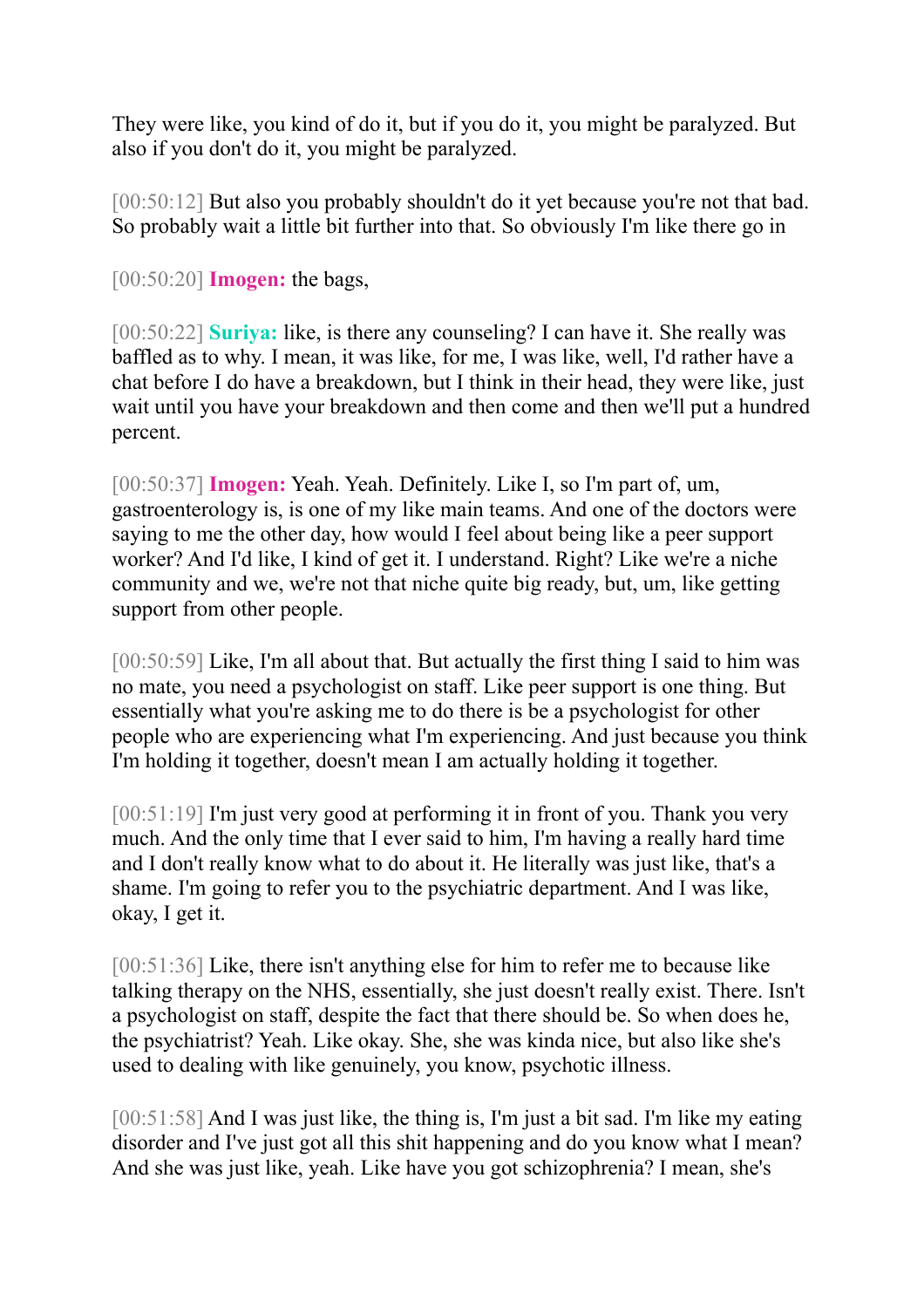They were like, you kind of do it, but if you do it, you might be paralyzed. But also if you don't do it, you might be paralyzed.

[00:50:12] But also you probably shouldn't do it yet because you're not that bad. So probably wait a little bit further into that. So obviously I'm like there go in

[00:50:20] **Imogen:** the bags,

[00:50:22] **Suriya:** like, is there any counseling? I can have it. She really was baffled as to why. I mean, it was like, for me, I was like, well, I'd rather have a chat before I do have a breakdown, but I think in their head, they were like, just wait until you have your breakdown and then come and then we'll put a hundred percent.

[00:50:37] **Imogen:** Yeah. Yeah. Definitely. Like I, so I'm part of, um, gastroenterology is, is one of my like main teams. And one of the doctors were saying to me the other day, how would I feel about being like a peer support worker? And I'd like, I kind of get it. I understand. Right? Like we're a niche community and we, we're not that niche quite big ready, but, um, like getting support from other people.

[00:50:59] Like, I'm all about that. But actually the first thing I said to him was no mate, you need a psychologist on staff. Like peer support is one thing. But essentially what you're asking me to do there is be a psychologist for other people who are experiencing what I'm experiencing. And just because you think I'm holding it together, doesn't mean I am actually holding it together.

[00:51:19] I'm just very good at performing it in front of you. Thank you very much. And the only time that I ever said to him, I'm having a really hard time and I don't really know what to do about it. He literally was just like, that's a shame. I'm going to refer you to the psychiatric department. And I was like, okay, I get it.

[00:51:36] Like, there isn't anything else for him to refer me to because like talking therapy on the NHS, essentially, she just doesn't really exist. There. Isn't a psychologist on staff, despite the fact that there should be. So when does he, the psychiatrist? Yeah. Like okay. She, she was kinda nice, but also like she's used to dealing with like genuinely, you know, psychotic illness.

[00:51:58] And I was just like, the thing is, I'm just a bit sad. I'm like my eating disorder and I've just got all this shit happening and do you know what I mean? And she was just like, yeah. Like have you got schizophrenia? I mean, she's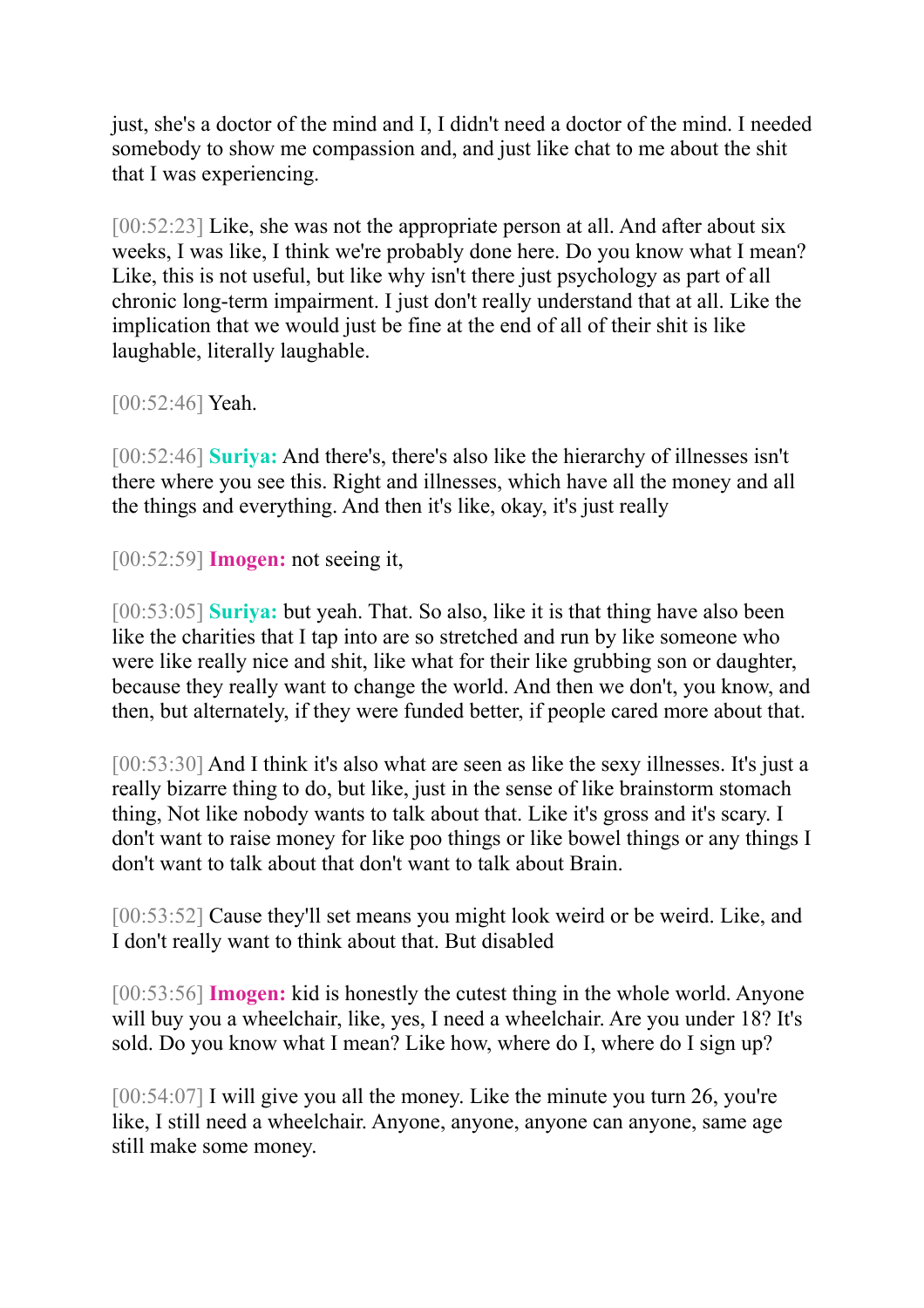just, she's a doctor of the mind and I, I didn't need a doctor of the mind. I needed somebody to show me compassion and, and just like chat to me about the shit that I was experiencing.

[00:52:23] Like, she was not the appropriate person at all. And after about six weeks, I was like, I think we're probably done here. Do you know what I mean? Like, this is not useful, but like why isn't there just psychology as part of all chronic long-term impairment. I just don't really understand that at all. Like the implication that we would just be fine at the end of all of their shit is like laughable, literally laughable.

[00:52:46] Yeah.

[00:52:46] **Suriya:** And there's, there's also like the hierarchy of illnesses isn't there where you see this. Right and illnesses, which have all the money and all the things and everything. And then it's like, okay, it's just really

[00:52:59] **Imogen:** not seeing it,

[00:53:05] **Suriya:** but yeah. That. So also, like it is that thing have also been like the charities that I tap into are so stretched and run by like someone who were like really nice and shit, like what for their like grubbing son or daughter, because they really want to change the world. And then we don't, you know, and then, but alternately, if they were funded better, if people cared more about that.

[00:53:30] And I think it's also what are seen as like the sexy illnesses. It's just a really bizarre thing to do, but like, just in the sense of like brainstorm stomach thing, Not like nobody wants to talk about that. Like it's gross and it's scary. I don't want to raise money for like poo things or like bowel things or any things I don't want to talk about that don't want to talk about Brain.

[00:53:52] Cause they'll set means you might look weird or be weird. Like, and I don't really want to think about that. But disabled

[00:53:56] **Imogen:** kid is honestly the cutest thing in the whole world. Anyone will buy you a wheelchair, like, yes, I need a wheelchair. Are you under 18? It's sold. Do you know what I mean? Like how, where do I, where do I sign up?

[00:54:07] I will give you all the money. Like the minute you turn 26, you're like, I still need a wheelchair. Anyone, anyone, anyone can anyone, same age still make some money.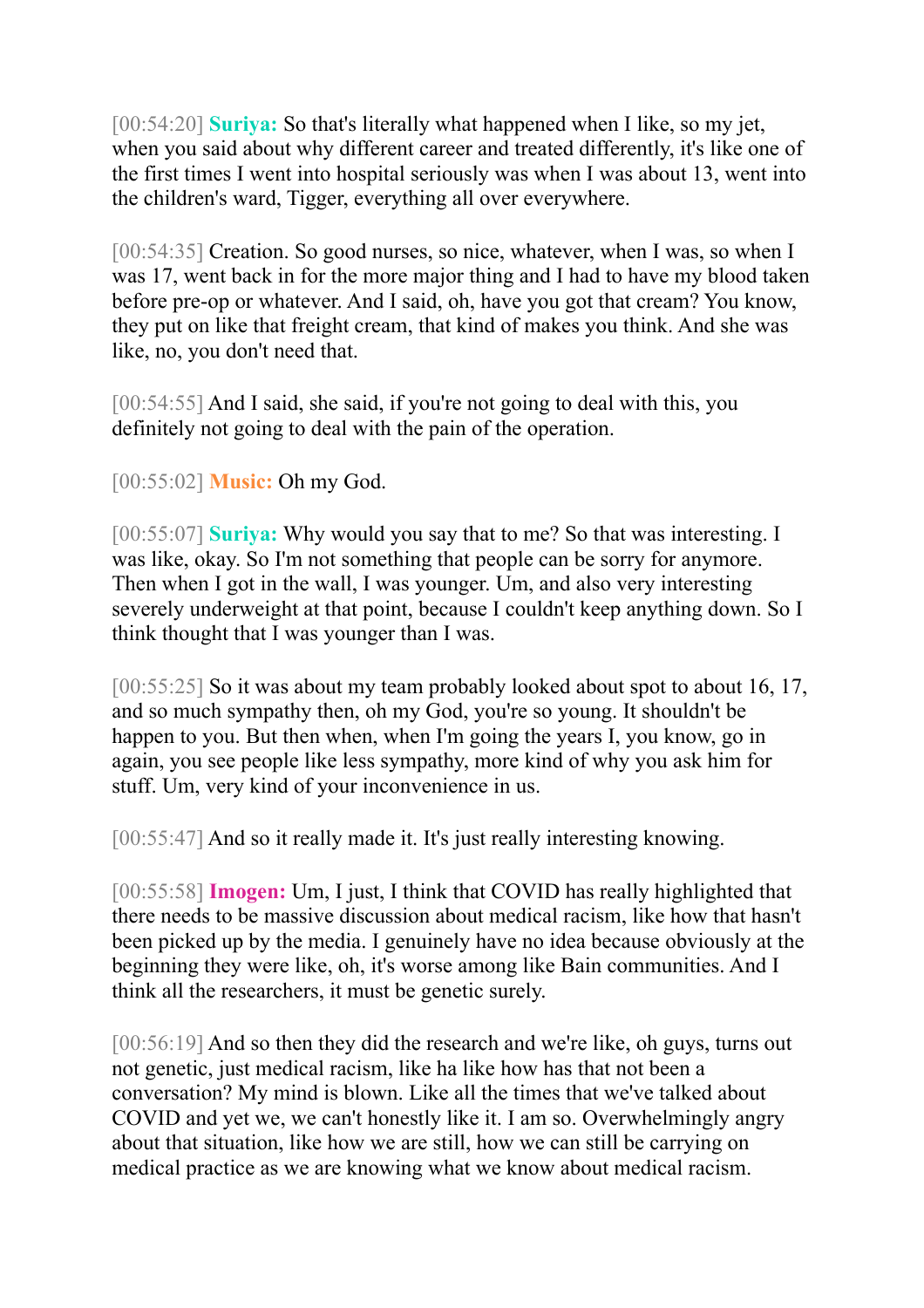[00:54:20] **Suriya:** So that's literally what happened when I like, so my jet, when you said about why different career and treated differently, it's like one of the first times I went into hospital seriously was when I was about 13, went into the children's ward, Tigger, everything all over everywhere.

[00:54:35] Creation. So good nurses, so nice, whatever, when I was, so when I was 17, went back in for the more major thing and I had to have my blood taken before pre-op or whatever. And I said, oh, have you got that cream? You know, they put on like that freight cream, that kind of makes you think. And she was like, no, you don't need that.

[00:54:55] And I said, she said, if you're not going to deal with this, you definitely not going to deal with the pain of the operation.

[00:55:02] **Music:** Oh my God.

[00:55:07] **Suriya:** Why would you say that to me? So that was interesting. I was like, okay. So I'm not something that people can be sorry for anymore. Then when I got in the wall, I was younger. Um, and also very interesting severely underweight at that point, because I couldn't keep anything down. So I think thought that I was younger than I was.

[00:55:25] So it was about my team probably looked about spot to about 16, 17, and so much sympathy then, oh my God, you're so young. It shouldn't be happen to you. But then when, when I'm going the years I, you know, go in again, you see people like less sympathy, more kind of why you ask him for stuff. Um, very kind of your inconvenience in us.

[00:55:47] And so it really made it. It's just really interesting knowing.

[00:55:58] **Imogen:** Um, I just, I think that COVID has really highlighted that there needs to be massive discussion about medical racism, like how that hasn't been picked up by the media. I genuinely have no idea because obviously at the beginning they were like, oh, it's worse among like Bain communities. And I think all the researchers, it must be genetic surely.

[00:56:19] And so then they did the research and we're like, oh guys, turns out not genetic, just medical racism, like ha like how has that not been a conversation? My mind is blown. Like all the times that we've talked about COVID and yet we, we can't honestly like it. I am so. Overwhelmingly angry about that situation, like how we are still, how we can still be carrying on medical practice as we are knowing what we know about medical racism.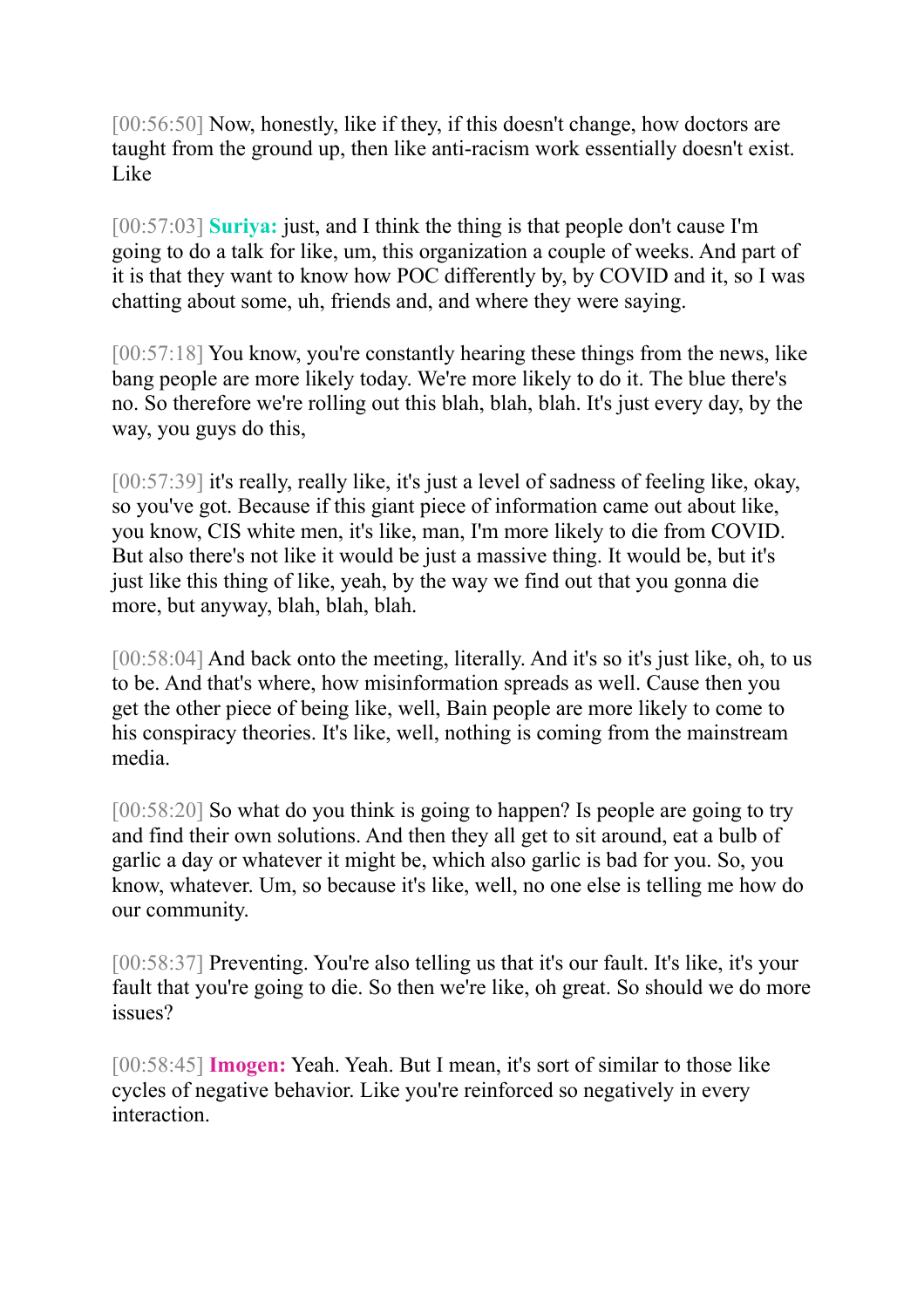[00:56:50] Now, honestly, like if they, if this doesn't change, how doctors are taught from the ground up, then like anti-racism work essentially doesn't exist. Like

[00:57:03] **Suriya:** just, and I think the thing is that people don't cause I'm going to do a talk for like, um, this organization a couple of weeks. And part of it is that they want to know how POC differently by, by COVID and it, so I was chatting about some, uh, friends and, and where they were saying.

[00:57:18] You know, you're constantly hearing these things from the news, like bang people are more likely today. We're more likely to do it. The blue there's no. So therefore we're rolling out this blah, blah, blah. It's just every day, by the way, you guys do this,

[00:57:39] it's really, really like, it's just a level of sadness of feeling like, okay, so you've got. Because if this giant piece of information came out about like, you know, CIS white men, it's like, man, I'm more likely to die from COVID. But also there's not like it would be just a massive thing. It would be, but it's just like this thing of like, yeah, by the way we find out that you gonna die more, but anyway, blah, blah, blah.

[00:58:04] And back onto the meeting, literally. And it's so it's just like, oh, to us to be. And that's where, how misinformation spreads as well. Cause then you get the other piece of being like, well, Bain people are more likely to come to his conspiracy theories. It's like, well, nothing is coming from the mainstream media.

[00:58:20] So what do you think is going to happen? Is people are going to try and find their own solutions. And then they all get to sit around, eat a bulb of garlic a day or whatever it might be, which also garlic is bad for you. So, you know, whatever. Um, so because it's like, well, no one else is telling me how do our community.

[00:58:37] Preventing. You're also telling us that it's our fault. It's like, it's your fault that you're going to die. So then we're like, oh great. So should we do more issues?

[00:58:45] **Imogen:** Yeah. Yeah. But I mean, it's sort of similar to those like cycles of negative behavior. Like you're reinforced so negatively in every interaction.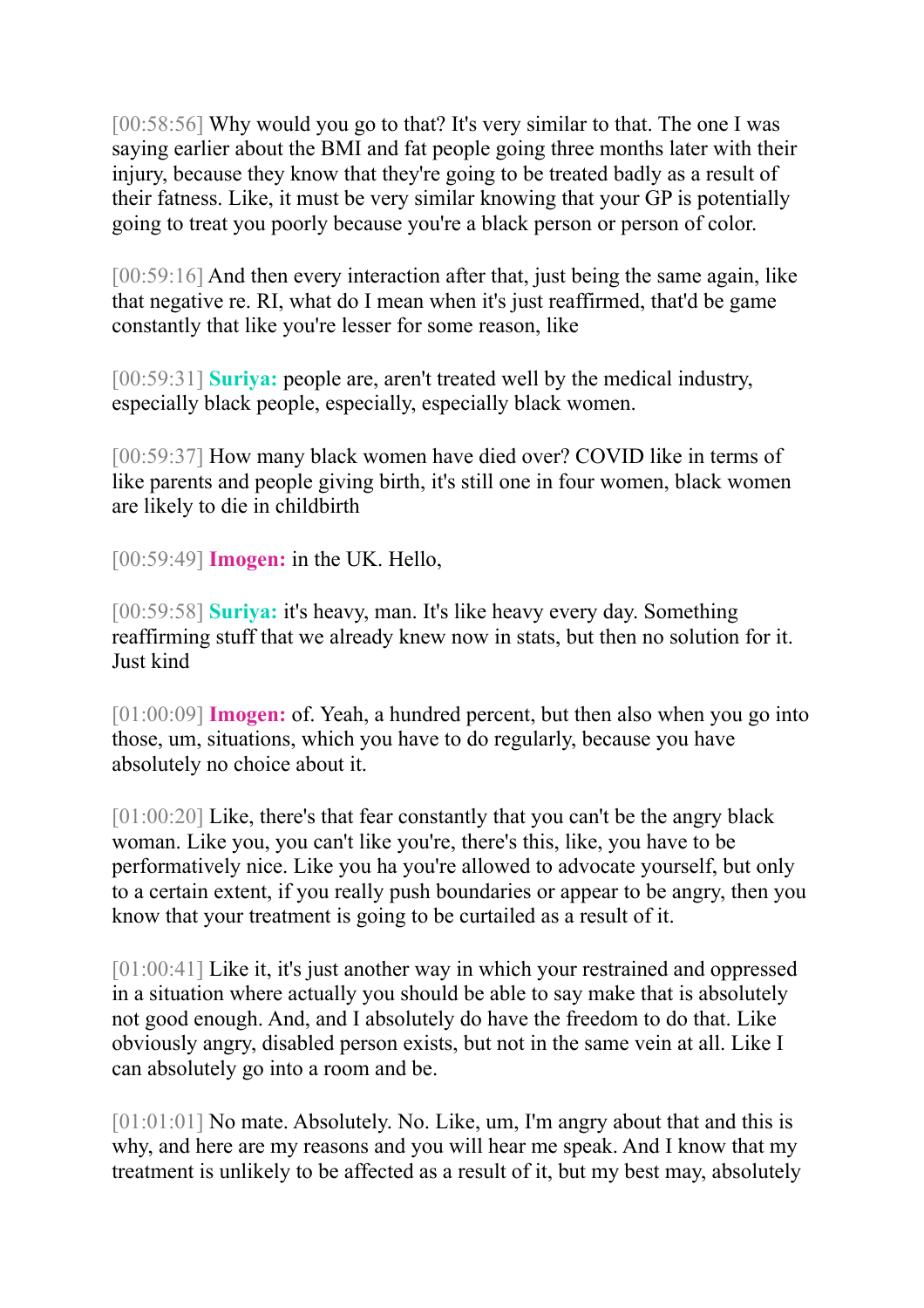[00:58:56] Why would you go to that? It's very similar to that. The one I was saying earlier about the BMI and fat people going three months later with their injury, because they know that they're going to be treated badly as a result of their fatness. Like, it must be very similar knowing that your GP is potentially going to treat you poorly because you're a black person or person of color.

[00:59:16] And then every interaction after that, just being the same again, like that negative re. RI, what do I mean when it's just reaffirmed, that'd be game constantly that like you're lesser for some reason, like

[00:59:31] **Suriya:** people are, aren't treated well by the medical industry, especially black people, especially, especially black women.

[00:59:37] How many black women have died over? COVID like in terms of like parents and people giving birth, it's still one in four women, black women are likely to die in childbirth

[00:59:49] **Imogen:** in the UK. Hello,

[00:59:58] **Suriya:** it's heavy, man. It's like heavy every day. Something reaffirming stuff that we already knew now in stats, but then no solution for it. Just kind

[01:00:09] **Imogen:** of. Yeah, a hundred percent, but then also when you go into those, um, situations, which you have to do regularly, because you have absolutely no choice about it.

[01:00:20] Like, there's that fear constantly that you can't be the angry black woman. Like you, you can't like you're, there's this, like, you have to be performatively nice. Like you ha you're allowed to advocate yourself, but only to a certain extent, if you really push boundaries or appear to be angry, then you know that your treatment is going to be curtailed as a result of it.

[01:00:41] Like it, it's just another way in which your restrained and oppressed in a situation where actually you should be able to say make that is absolutely not good enough. And, and I absolutely do have the freedom to do that. Like obviously angry, disabled person exists, but not in the same vein at all. Like I can absolutely go into a room and be.

[01:01:01] No mate. Absolutely. No. Like, um, I'm angry about that and this is why, and here are my reasons and you will hear me speak. And I know that my treatment is unlikely to be affected as a result of it, but my best may, absolutely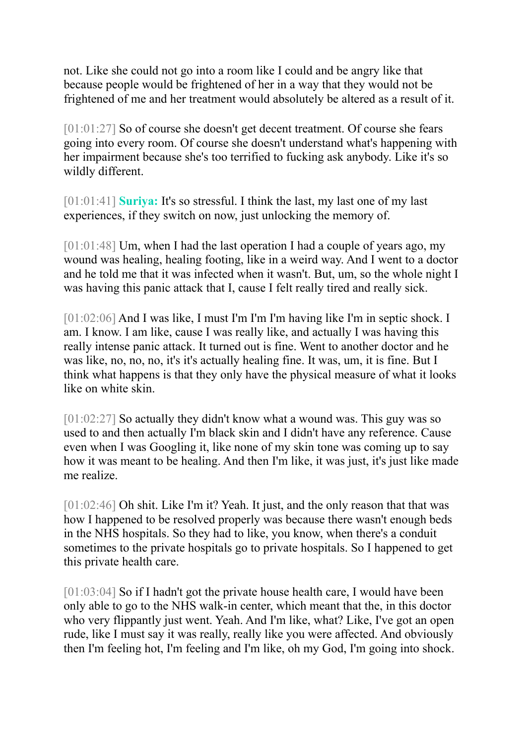not. Like she could not go into a room like I could and be angry like that because people would be frightened of her in a way that they would not be frightened of me and her treatment would absolutely be altered as a result of it.

[01:01:27] So of course she doesn't get decent treatment. Of course she fears going into every room. Of course she doesn't understand what's happening with her impairment because she's too terrified to fucking ask anybody. Like it's so wildly different.

[01:01:41] **Suriya:** It's so stressful. I think the last, my last one of my last experiences, if they switch on now, just unlocking the memory of.

[01:01:48] Um, when I had the last operation I had a couple of years ago, my wound was healing, healing footing, like in a weird way. And I went to a doctor and he told me that it was infected when it wasn't. But, um, so the whole night I was having this panic attack that I, cause I felt really tired and really sick.

[01:02:06] And I was like, I must I'm I'm I'm having like I'm in septic shock. I am. I know. I am like, cause I was really like, and actually I was having this really intense panic attack. It turned out is fine. Went to another doctor and he was like, no, no, no, it's it's actually healing fine. It was, um, it is fine. But I think what happens is that they only have the physical measure of what it looks like on white skin.

[01:02:27] So actually they didn't know what a wound was. This guy was so used to and then actually I'm black skin and I didn't have any reference. Cause even when I was Googling it, like none of my skin tone was coming up to say how it was meant to be healing. And then I'm like, it was just, it's just like made me realize.

[01:02:46] Oh shit. Like I'm it? Yeah. It just, and the only reason that that was how I happened to be resolved properly was because there wasn't enough beds in the NHS hospitals. So they had to like, you know, when there's a conduit sometimes to the private hospitals go to private hospitals. So I happened to get this private health care.

[01:03:04] So if I hadn't got the private house health care, I would have been only able to go to the NHS walk-in center, which meant that the, in this doctor who very flippantly just went. Yeah. And I'm like, what? Like, I've got an open rude, like I must say it was really, really like you were affected. And obviously then I'm feeling hot, I'm feeling and I'm like, oh my God, I'm going into shock.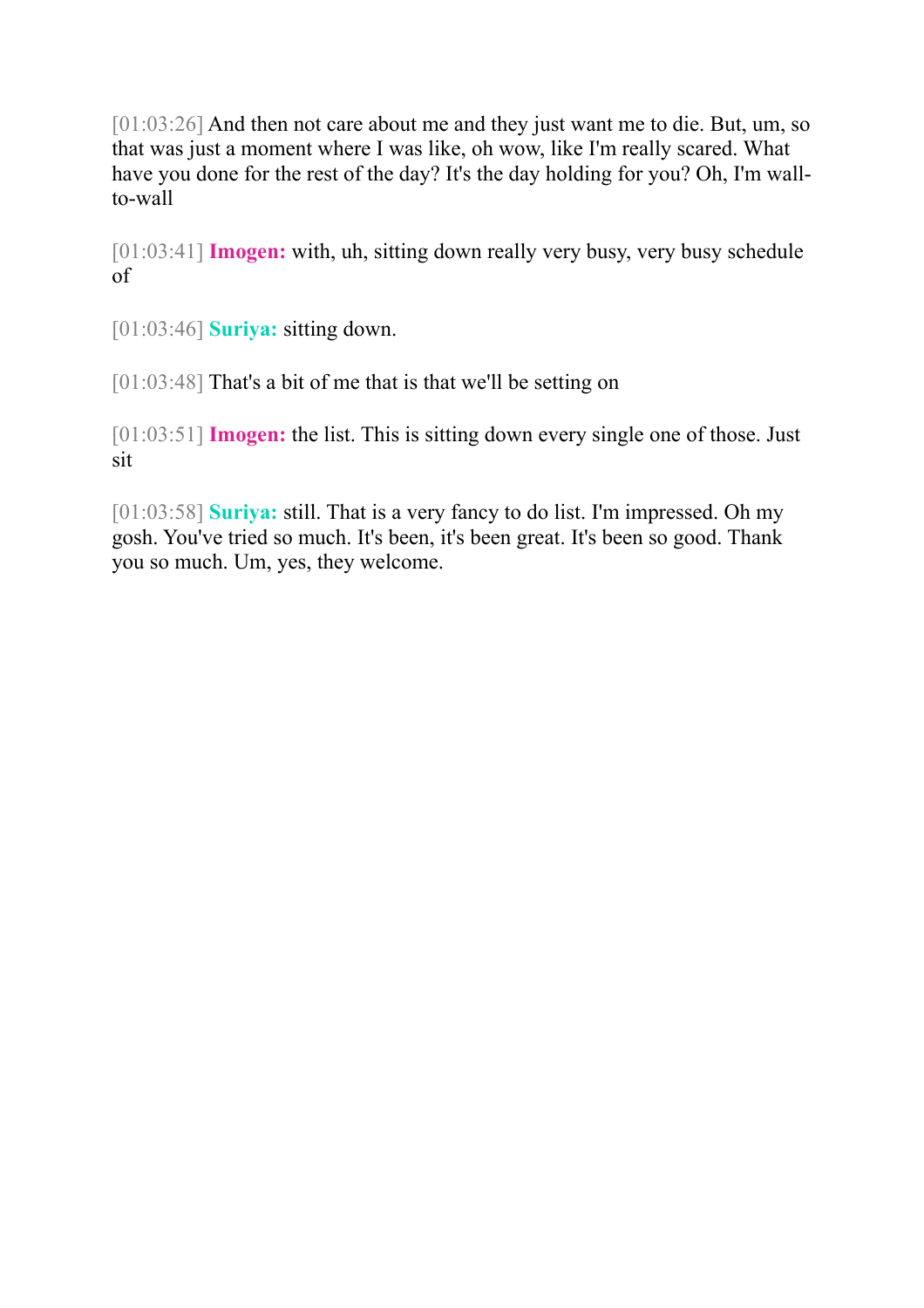[01:03:26] And then not care about me and they just want me to die. But, um, so that was just a moment where I was like, oh wow, like I'm really scared. What have you done for the rest of the day? It's the day holding for you? Oh, I'm wall-to-wall

[01:03:41] **Imogen:** with, uh, sitting down really very busy, very busy schedule of

[01:03:46] **Suriya:** sitting down.

[01:03:48] That's a bit of me that is that we'll be setting on

[01:03:51] **Imogen:** the list. This is sitting down every single one of those. Just sit

[01:03:58] **Suriya:** still. That is a very fancy to do list. I'm impressed. Oh my gosh. You've tried so much. It's been, it's been great. It's been so good. Thank you so much. Um, yes, they welcome.